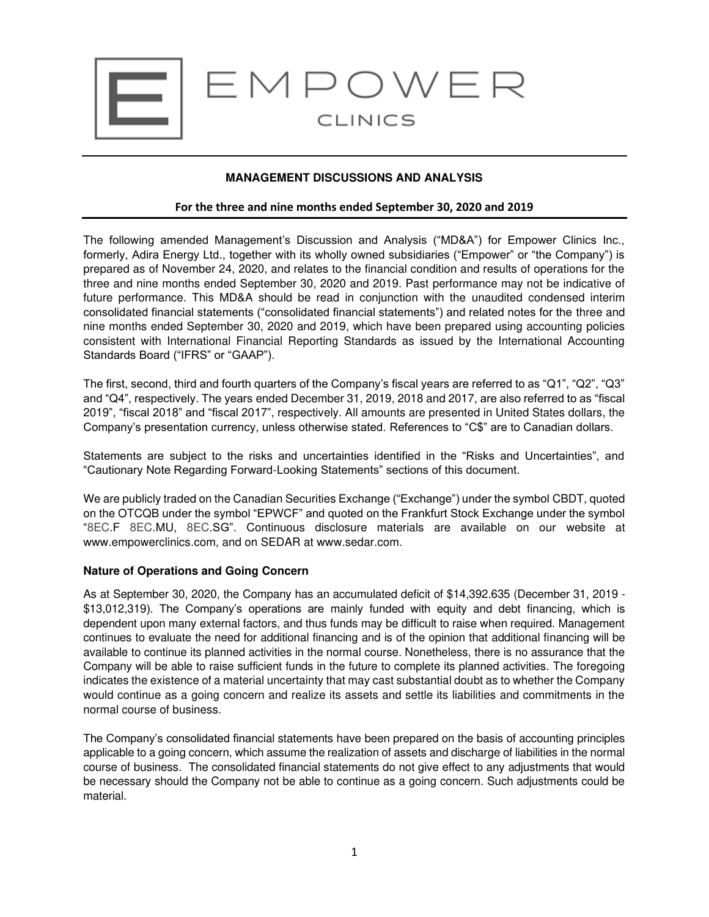EMPOWER

CLINICS

**MANAGEMENT DISCUSSIONS AND ANALYSIS**

**For the three and nine months ended September 30, 2020 and 2019**

The following amended Management's Discussion and Analysis ("MD&A") for Empower Clinics Inc., formerly, Adira Energy Ltd., together with its wholly owned subsidiaries ("Empower" or "the Company") is prepared as of November 24, 2020, and relates to the financial condition and results of operations for the three and nine months ended September 30, 2020 and 2019. Past performance may not be indicative of future performance. This MD&A should be read in conjunction with the unaudited condensed interim consolidated financial statements ("consolidated financial statements") and related notes for the three and nine months ended September 30, 2020 and 2019, which have been prepared using accounting policies consistent with International Financial Reporting Standards as issued by the International Accounting Standards Board ("IFRS" or "GAAP").

The first, second, third and fourth quarters of the Company's fiscal years are referred to as "Q1", "Q2", "Q3" and "Q4", respectively. The years ended December 31, 2019, 2018 and 2017, are also referred to as "fiscal 2019", "fiscal 2018" and "fiscal 2017", respectively. All amounts are presented in United States dollars, the Company's presentation currency, unless otherwise stated. References to "C$" are to Canadian dollars.

Statements are subject to the risks and uncertainties identified in the "Risks and Uncertainties", and "Cautionary Note Regarding Forward-Looking Statements" sections of this document.

We are publicly traded on the Canadian Securities Exchange ("Exchange") under the symbol CBDT, quoted on the OTCQB under the symbol "EPWCF" and quoted on the Frankfurt Stock Exchange under the symbol "8EC.F 8EC.MU, 8EC.SG". Continuous disclosure materials are available on our website at www.empowerclinics.com, and on SEDAR at www.sedar.com.

**Nature of Operations and Going Concern**

As at September 30, 2020, the Company has an accumulated deficit of $14,392.635 (December 31, 2019 - $13,012,319). The Company's operations are mainly funded with equity and debt financing, which is dependent upon many external factors, and thus funds may be difficult to raise when required. Management continues to evaluate the need for additional financing and is of the opinion that additional financing will be available to continue its planned activities in the normal course. Nonetheless, there is no assurance that the Company will be able to raise sufficient funds in the future to complete its planned activities. The foregoing indicates the existence of a material uncertainty that may cast substantial doubt as to whether the Company would continue as a going concern and realize its assets and settle its liabilities and commitments in the normal course of business.

The Company's consolidated financial statements have been prepared on the basis of accounting principles applicable to a going concern, which assume the realization of assets and discharge of liabilities in the normal course of business. The consolidated financial statements do not give effect to any adjustments that would be necessary should the Company not be able to continue as a going concern. Such adjustments could be material.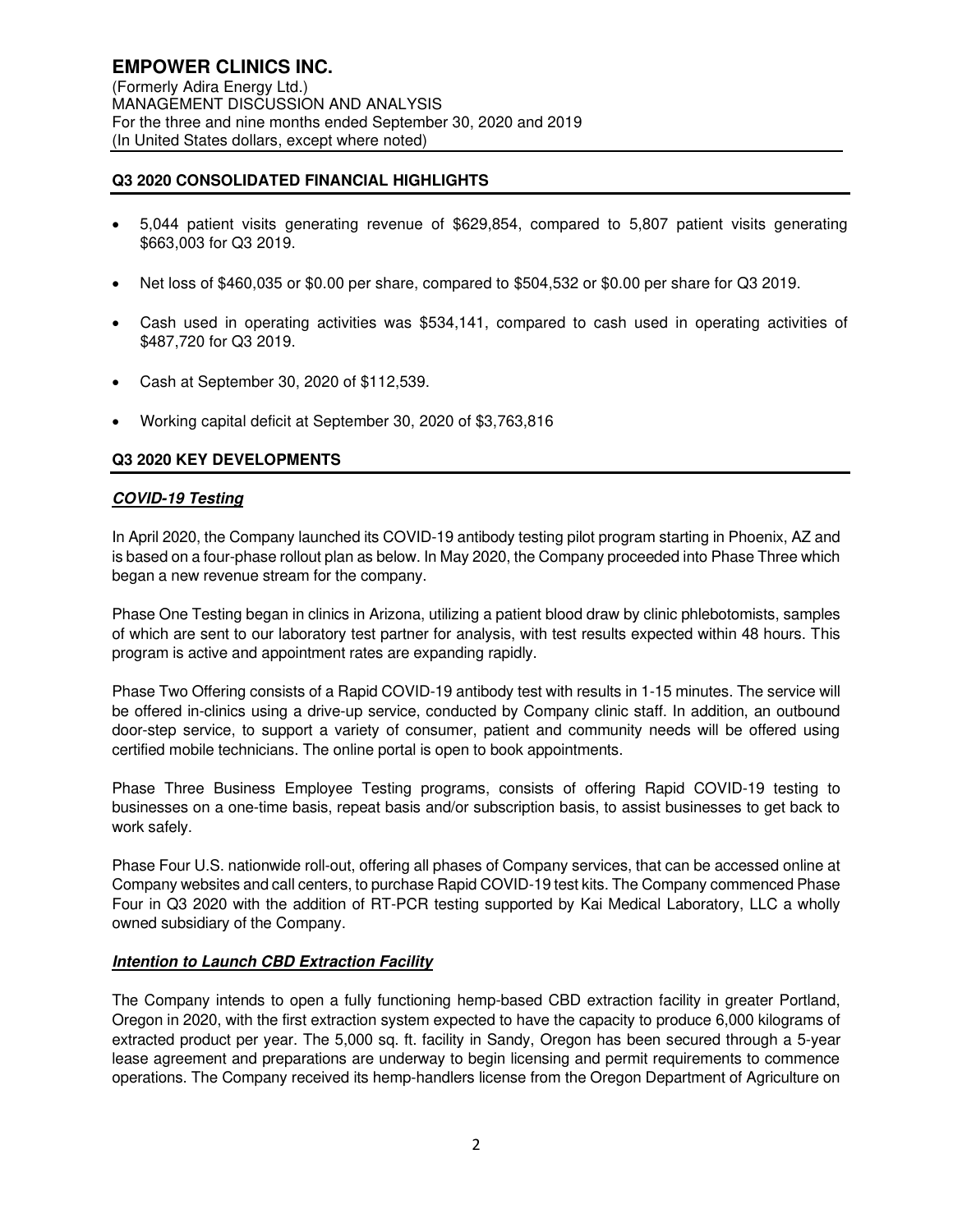## Q3 2020 CONSOLIDATED FINANCIAL HIGHLIGHTS

- 5,044 patient visits generating revenue of $629,854, compared to 5,807 patient visits generating $663,003 for Q3 2019.
- Net loss of $460,035 or $0.00 per share, compared to $504,532 or $0.00 per share for Q3 2019.
- Cash used in operating activities was $534,141, compared to cash used in operating activities of $487,720 for Q3 2019.
- Cash at September 30, 2020 of $112,539.
- Working capital deficit at September 30, 2020 of $3,763,816

## Q3 2020 KEY DEVELOPMENTS

### ***COVID-19 Testing***

In April 2020, the Company launched its COVID-19 antibody testing pilot program starting in Phoenix, AZ and is based on a four-phase rollout plan as below. In May 2020, the Company proceeded into Phase Three which began a new revenue stream for the company.

Phase One Testing began in clinics in Arizona, utilizing a patient blood draw by clinic phlebotomists, samples of which are sent to our laboratory test partner for analysis, with test results expected within 48 hours. This program is active and appointment rates are expanding rapidly.

Phase Two Offering consists of a Rapid COVID-19 antibody test with results in 1-15 minutes. The service will be offered in-clinics using a drive-up service, conducted by Company clinic staff. In addition, an outbound door-step service, to support a variety of consumer, patient and community needs will be offered using certified mobile technicians. The online portal is open to book appointments.

Phase Three Business Employee Testing programs, consists of offering Rapid COVID-19 testing to businesses on a one-time basis, repeat basis and/or subscription basis, to assist businesses to get back to work safely.

Phase Four U.S. nationwide roll-out, offering all phases of Company services, that can be accessed online at Company websites and call centers, to purchase Rapid COVID-19 test kits. The Company commenced Phase Four in Q3 2020 with the addition of RT-PCR testing supported by Kai Medical Laboratory, LLC a wholly owned subsidiary of the Company.

### ***Intention to Launch CBD Extraction Facility***

The Company intends to open a fully functioning hemp-based CBD extraction facility in greater Portland, Oregon in 2020, with the first extraction system expected to have the capacity to produce 6,000 kilograms of extracted product per year. The 5,000 sq. ft. facility in Sandy, Oregon has been secured through a 5-year lease agreement and preparations are underway to begin licensing and permit requirements to commence operations. The Company received its hemp-handlers license from the Oregon Department of Agriculture on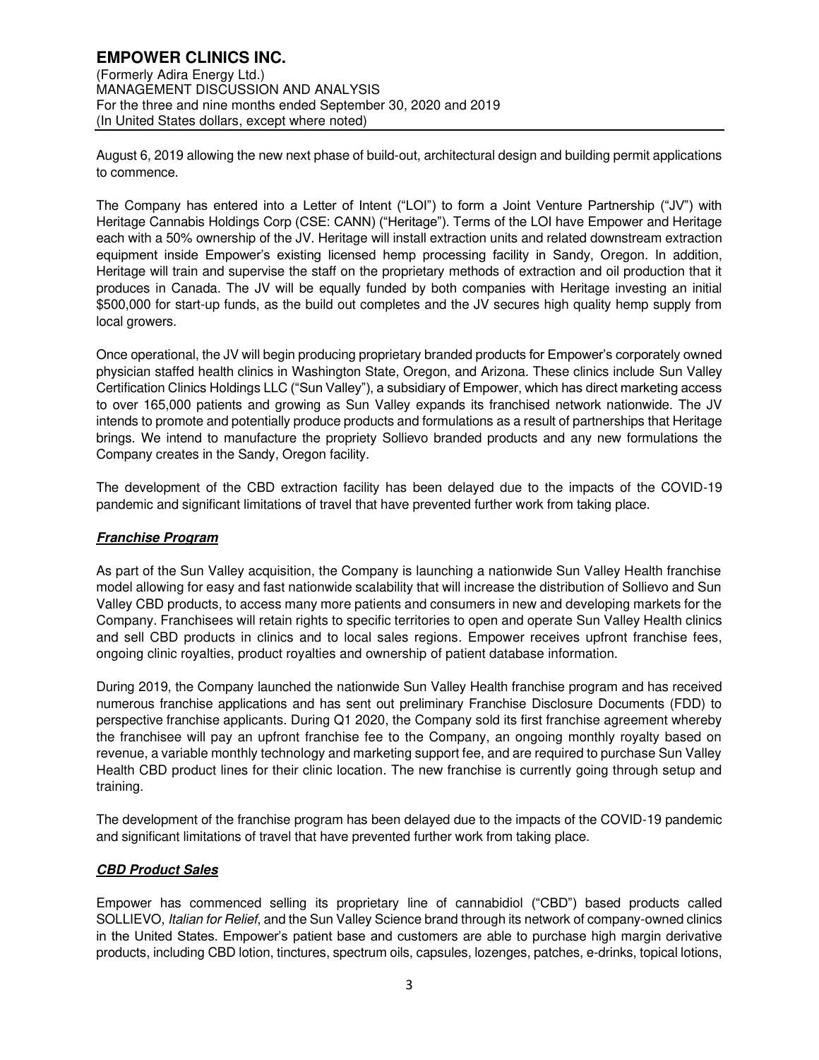August 6, 2019 allowing the new next phase of build-out, architectural design and building permit applications to commence.

The Company has entered into a Letter of Intent ("LOI") to form a Joint Venture Partnership ("JV") with Heritage Cannabis Holdings Corp (CSE: CANN) ("Heritage"). Terms of the LOI have Empower and Heritage each with a 50% ownership of the JV. Heritage will install extraction units and related downstream extraction equipment inside Empower's existing licensed hemp processing facility in Sandy, Oregon. In addition, Heritage will train and supervise the staff on the proprietary methods of extraction and oil production that it produces in Canada. The JV will be equally funded by both companies with Heritage investing an initial $500,000 for start-up funds, as the build out completes and the JV secures high quality hemp supply from local growers.

Once operational, the JV will begin producing proprietary branded products for Empower's corporately owned physician staffed health clinics in Washington State, Oregon, and Arizona. These clinics include Sun Valley Certification Clinics Holdings LLC ("Sun Valley"), a subsidiary of Empower, which has direct marketing access to over 165,000 patients and growing as Sun Valley expands its franchised network nationwide. The JV intends to promote and potentially produce products and formulations as a result of partnerships that Heritage brings. We intend to manufacture the propriety Sollievo branded products and any new formulations the Company creates in the Sandy, Oregon facility.

The development of the CBD extraction facility has been delayed due to the impacts of the COVID-19 pandemic and significant limitations of travel that have prevented further work from taking place.

***Franchise Program***

As part of the Sun Valley acquisition, the Company is launching a nationwide Sun Valley Health franchise model allowing for easy and fast nationwide scalability that will increase the distribution of Sollievo and Sun Valley CBD products, to access many more patients and consumers in new and developing markets for the Company. Franchisees will retain rights to specific territories to open and operate Sun Valley Health clinics and sell CBD products in clinics and to local sales regions. Empower receives upfront franchise fees, ongoing clinic royalties, product royalties and ownership of patient database information.

During 2019, the Company launched the nationwide Sun Valley Health franchise program and has received numerous franchise applications and has sent out preliminary Franchise Disclosure Documents (FDD) to perspective franchise applicants. During Q1 2020, the Company sold its first franchise agreement whereby the franchisee will pay an upfront franchise fee to the Company, an ongoing monthly royalty based on revenue, a variable monthly technology and marketing support fee, and are required to purchase Sun Valley Health CBD product lines for their clinic location. The new franchise is currently going through setup and training.

The development of the franchise program has been delayed due to the impacts of the COVID-19 pandemic and significant limitations of travel that have prevented further work from taking place.

***CBD Product Sales***

Empower has commenced selling its proprietary line of cannabidiol ("CBD") based products called SOLLIEVO, *Italian for Relief*, and the Sun Valley Science brand through its network of company-owned clinics in the United States. Empower's patient base and customers are able to purchase high margin derivative products, including CBD lotion, tinctures, spectrum oils, capsules, lozenges, patches, e-drinks, topical lotions,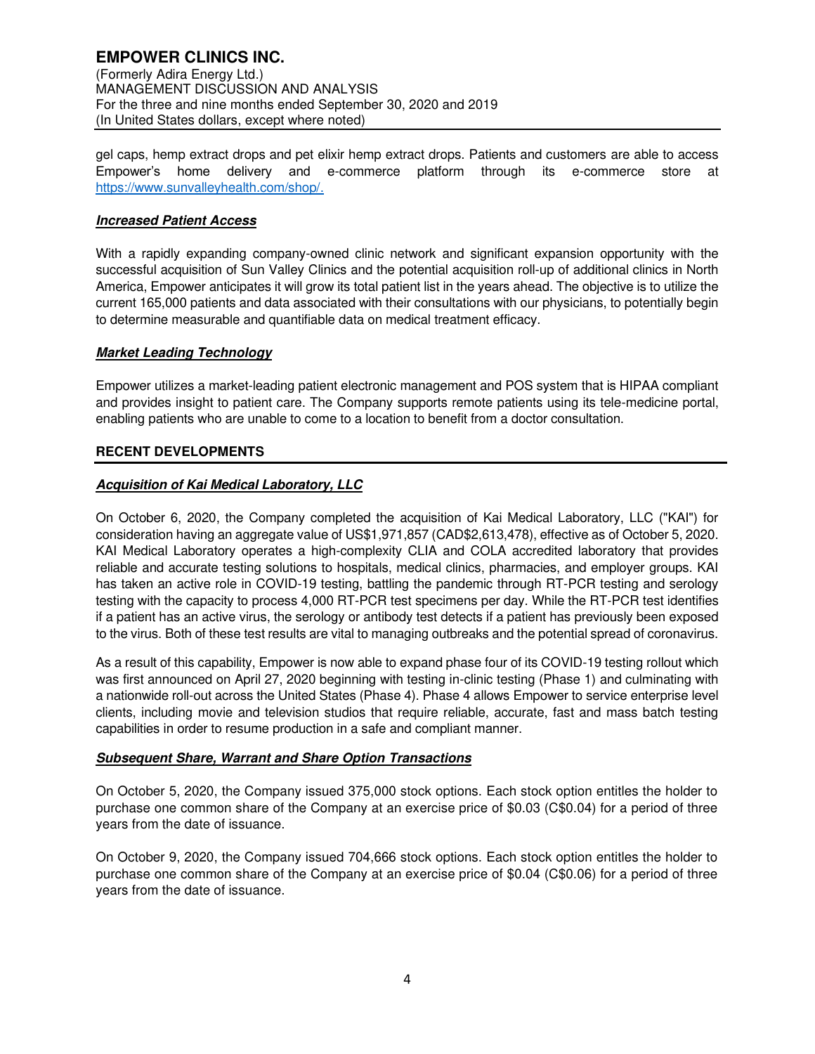gel caps, hemp extract drops and pet elixir hemp extract drops. Patients and customers are able to access Empower's home delivery and e-commerce platform through its e-commerce store at https://www.sunvalleyhealth.com/shop/.

***Increased Patient Access***

With a rapidly expanding company-owned clinic network and significant expansion opportunity with the successful acquisition of Sun Valley Clinics and the potential acquisition roll-up of additional clinics in North America, Empower anticipates it will grow its total patient list in the years ahead. The objective is to utilize the current 165,000 patients and data associated with their consultations with our physicians, to potentially begin to determine measurable and quantifiable data on medical treatment efficacy.

***Market Leading Technology***

Empower utilizes a market-leading patient electronic management and POS system that is HIPAA compliant and provides insight to patient care. The Company supports remote patients using its tele-medicine portal, enabling patients who are unable to come to a location to benefit from a doctor consultation.

## RECENT DEVELOPMENTS

***Acquisition of Kai Medical Laboratory, LLC***

On October 6, 2020, the Company completed the acquisition of Kai Medical Laboratory, LLC ("KAI") for consideration having an aggregate value of US$1,971,857 (CAD$2,613,478), effective as of October 5, 2020. KAI Medical Laboratory operates a high-complexity CLIA and COLA accredited laboratory that provides reliable and accurate testing solutions to hospitals, medical clinics, pharmacies, and employer groups. KAI has taken an active role in COVID-19 testing, battling the pandemic through RT-PCR testing and serology testing with the capacity to process 4,000 RT-PCR test specimens per day. While the RT-PCR test identifies if a patient has an active virus, the serology or antibody test detects if a patient has previously been exposed to the virus. Both of these test results are vital to managing outbreaks and the potential spread of coronavirus.

As a result of this capability, Empower is now able to expand phase four of its COVID-19 testing rollout which was first announced on April 27, 2020 beginning with testing in-clinic testing (Phase 1) and culminating with a nationwide roll-out across the United States (Phase 4). Phase 4 allows Empower to service enterprise level clients, including movie and television studios that require reliable, accurate, fast and mass batch testing capabilities in order to resume production in a safe and compliant manner.

***Subsequent Share, Warrant and Share Option Transactions***

On October 5, 2020, the Company issued 375,000 stock options. Each stock option entitles the holder to purchase one common share of the Company at an exercise price of $0.03 (C$0.04) for a period of three years from the date of issuance.

On October 9, 2020, the Company issued 704,666 stock options. Each stock option entitles the holder to purchase one common share of the Company at an exercise price of $0.04 (C$0.06) for a period of three years from the date of issuance.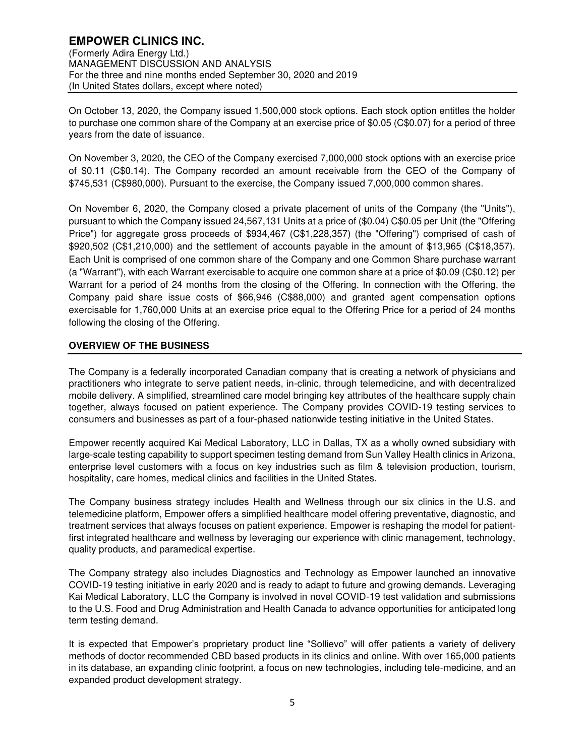On October 13, 2020, the Company issued 1,500,000 stock options. Each stock option entitles the holder to purchase one common share of the Company at an exercise price of $0.05 (C$0.07) for a period of three years from the date of issuance.

On November 3, 2020, the CEO of the Company exercised 7,000,000 stock options with an exercise price of $0.11 (C$0.14). The Company recorded an amount receivable from the CEO of the Company of $745,531 (C$980,000). Pursuant to the exercise, the Company issued 7,000,000 common shares.

On November 6, 2020, the Company closed a private placement of units of the Company (the "Units"), pursuant to which the Company issued 24,567,131 Units at a price of ($0.04) C$0.05 per Unit (the "Offering Price") for aggregate gross proceeds of $934,467 (C$1,228,357) (the "Offering") comprised of cash of $920,502 (C$1,210,000) and the settlement of accounts payable in the amount of $13,965 (C$18,357). Each Unit is comprised of one common share of the Company and one Common Share purchase warrant (a "Warrant"), with each Warrant exercisable to acquire one common share at a price of $0.09 (C$0.12) per Warrant for a period of 24 months from the closing of the Offering. In connection with the Offering, the Company paid share issue costs of $66,946 (C$88,000) and granted agent compensation options exercisable for 1,760,000 Units at an exercise price equal to the Offering Price for a period of 24 months following the closing of the Offering.

## OVERVIEW OF THE BUSINESS

The Company is a federally incorporated Canadian company that is creating a network of physicians and practitioners who integrate to serve patient needs, in-clinic, through telemedicine, and with decentralized mobile delivery. A simplified, streamlined care model bringing key attributes of the healthcare supply chain together, always focused on patient experience. The Company provides COVID-19 testing services to consumers and businesses as part of a four-phased nationwide testing initiative in the United States.

Empower recently acquired Kai Medical Laboratory, LLC in Dallas, TX as a wholly owned subsidiary with large-scale testing capability to support specimen testing demand from Sun Valley Health clinics in Arizona, enterprise level customers with a focus on key industries such as film & television production, tourism, hospitality, care homes, medical clinics and facilities in the United States.

The Company business strategy includes Health and Wellness through our six clinics in the U.S. and telemedicine platform, Empower offers a simplified healthcare model offering preventative, diagnostic, and treatment services that always focuses on patient experience. Empower is reshaping the model for patient-first integrated healthcare and wellness by leveraging our experience with clinic management, technology, quality products, and paramedical expertise.

The Company strategy also includes Diagnostics and Technology as Empower launched an innovative COVID-19 testing initiative in early 2020 and is ready to adapt to future and growing demands. Leveraging Kai Medical Laboratory, LLC the Company is involved in novel COVID-19 test validation and submissions to the U.S. Food and Drug Administration and Health Canada to advance opportunities for anticipated long term testing demand.

It is expected that Empower's proprietary product line "Sollievo" will offer patients a variety of delivery methods of doctor recommended CBD based products in its clinics and online. With over 165,000 patients in its database, an expanding clinic footprint, a focus on new technologies, including tele-medicine, and an expanded product development strategy.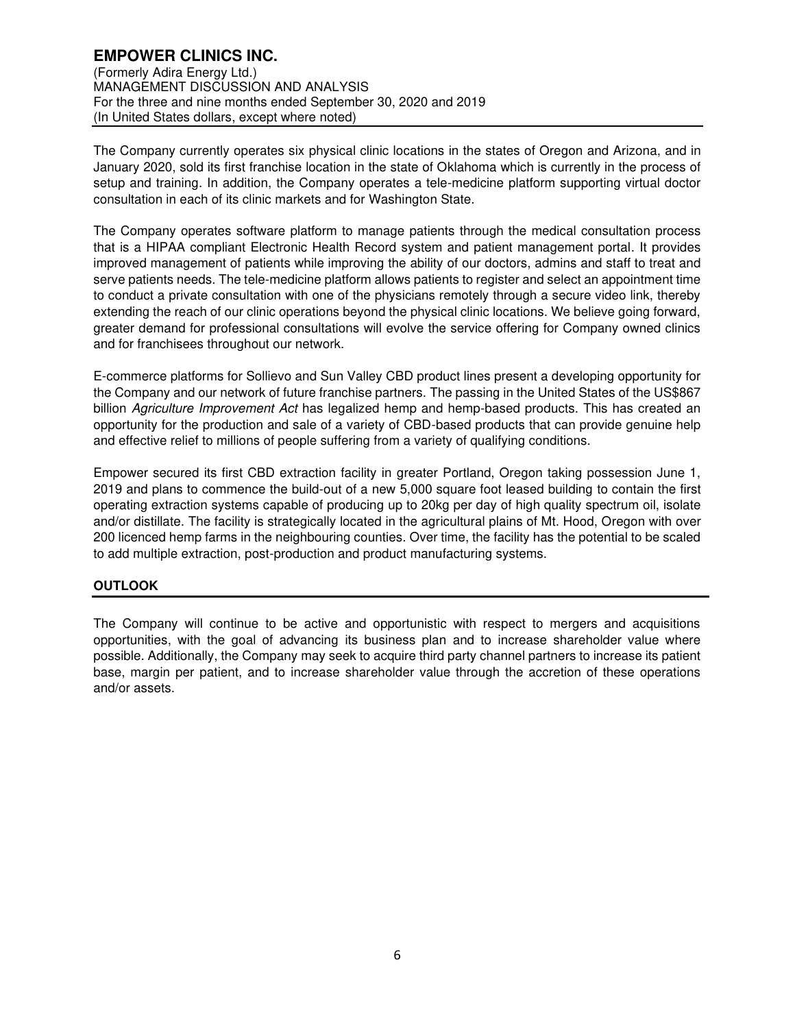The Company currently operates six physical clinic locations in the states of Oregon and Arizona, and in January 2020, sold its first franchise location in the state of Oklahoma which is currently in the process of setup and training. In addition, the Company operates a tele-medicine platform supporting virtual doctor consultation in each of its clinic markets and for Washington State.

The Company operates software platform to manage patients through the medical consultation process that is a HIPAA compliant Electronic Health Record system and patient management portal. It provides improved management of patients while improving the ability of our doctors, admins and staff to treat and serve patients needs. The tele-medicine platform allows patients to register and select an appointment time to conduct a private consultation with one of the physicians remotely through a secure video link, thereby extending the reach of our clinic operations beyond the physical clinic locations. We believe going forward, greater demand for professional consultations will evolve the service offering for Company owned clinics and for franchisees throughout our network.

E-commerce platforms for Sollievo and Sun Valley CBD product lines present a developing opportunity for the Company and our network of future franchise partners. The passing in the United States of the US$867 billion *Agriculture Improvement Act* has legalized hemp and hemp-based products. This has created an opportunity for the production and sale of a variety of CBD-based products that can provide genuine help and effective relief to millions of people suffering from a variety of qualifying conditions.

Empower secured its first CBD extraction facility in greater Portland, Oregon taking possession June 1, 2019 and plans to commence the build-out of a new 5,000 square foot leased building to contain the first operating extraction systems capable of producing up to 20kg per day of high quality spectrum oil, isolate and/or distillate. The facility is strategically located in the agricultural plains of Mt. Hood, Oregon with over 200 licenced hemp farms in the neighbouring counties. Over time, the facility has the potential to be scaled to add multiple extraction, post-production and product manufacturing systems.

## OUTLOOK

The Company will continue to be active and opportunistic with respect to mergers and acquisitions opportunities, with the goal of advancing its business plan and to increase shareholder value where possible. Additionally, the Company may seek to acquire third party channel partners to increase its patient base, margin per patient, and to increase shareholder value through the accretion of these operations and/or assets.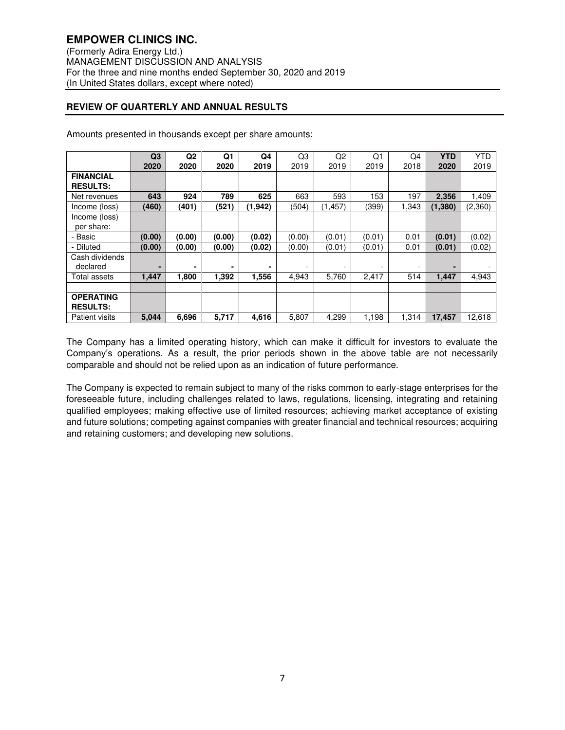# EMPOWER CLINICS INC.

(Formerly Adira Energy Ltd.)
MANAGEMENT DISCUSSION AND ANALYSIS
For the three and nine months ended September 30, 2020 and 2019
(In United States dollars, except where noted)

## REVIEW OF QUARTERLY AND ANNUAL RESULTS

Amounts presented in thousands except per share amounts:

| | **Q3 2020** | **Q2 2020** | **Q1 2020** | **Q4 2019** | Q3 2019 | Q2 2019 | Q1 2019 | Q4 2018 | **YTD 2020** | YTD 2019 |
|---|---|---|---|---|---|---|---|---|---|---|
| **FINANCIAL RESULTS:** | | | | | | | | | | |
| Net revenues | **643** | **924** | **789** | **625** | 663 | 593 | 153 | 197 | **2,356** | 1,409 |
| Income (loss) | **(460)** | **(401)** | **(521)** | **(1,942)** | (504) | (1,457) | (399) | 1,343 | **(1,380)** | (2,360) |
| Income (loss) per share: | | | | | | | | | | |
| - Basic | **(0.00)** | **(0.00)** | **(0.00)** | **(0.02)** | (0.00) | (0.01) | (0.01) | 0.01 | **(0.01)** | (0.02) |
| - Diluted | **(0.00)** | **(0.00)** | **(0.00)** | **(0.02)** | (0.00) | (0.01) | (0.01) | 0.01 | **(0.01)** | (0.02) |
| Cash dividends declared | **-** | **-** | **-** | **-** | - | - | - | - | **-** | - |
| Total assets | **1,447** | **1,800** | **1,392** | **1,556** | 4,943 | 5,760 | 2,417 | 514 | **1,447** | 4,943 |
| | | | | | | | | | | |
| **OPERATING RESULTS:** | | | | | | | | | | |
| Patient visits | **5,044** | **6,696** | **5,717** | **4,616** | 5,807 | 4,299 | 1,198 | 1,314 | **17,457** | 12,618 |

The Company has a limited operating history, which can make it difficult for investors to evaluate the Company's operations. As a result, the prior periods shown in the above table are not necessarily comparable and should not be relied upon as an indication of future performance.

The Company is expected to remain subject to many of the risks common to early-stage enterprises for the foreseeable future, including challenges related to laws, regulations, licensing, integrating and retaining qualified employees; making effective use of limited resources; achieving market acceptance of existing and future solutions; competing against companies with greater financial and technical resources; acquiring and retaining customers; and developing new solutions.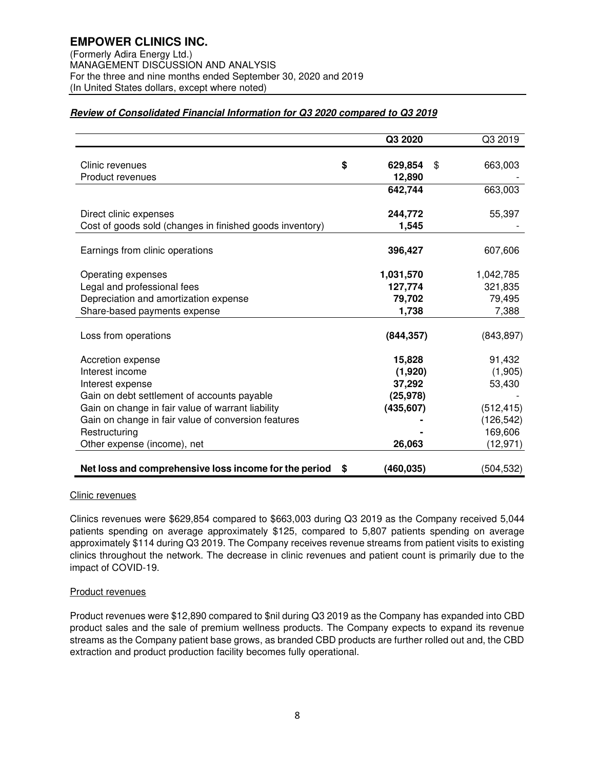# EMPOWER CLINICS INC.

(Formerly Adira Energy Ltd.)
MANAGEMENT DISCUSSION AND ANALYSIS
For the three and nine months ended September 30, 2020 and 2019
(In United States dollars, except where noted)

***Review of Consolidated Financial Information for Q3 2020 compared to Q3 2019***

| | Q3 2020 | Q3 2019 |
|---|---|---|
| Clinic revenues | $ 629,854 | $ 663,003 |
| Product revenues | 12,890 | - |
| | 642,744 | 663,003 |
| Direct clinic expenses | 244,772 | 55,397 |
| Cost of goods sold (changes in finished goods inventory) | 1,545 | - |
| Earnings from clinic operations | 396,427 | 607,606 |
| Operating expenses | 1,031,570 | 1,042,785 |
| Legal and professional fees | 127,774 | 321,835 |
| Depreciation and amortization expense | 79,702 | 79,495 |
| Share-based payments expense | 1,738 | 7,388 |
| Loss from operations | (844,357) | (843,897) |
| Accretion expense | 15,828 | 91,432 |
| Interest income | (1,920) | (1,905) |
| Interest expense | 37,292 | 53,430 |
| Gain on debt settlement of accounts payable | (25,978) | - |
| Gain on change in fair value of warrant liability | (435,607) | (512,415) |
| Gain on change in fair value of conversion features | - | (126,542) |
| Restructuring | - | 169,606 |
| Other expense (income), net | 26,063 | (12,971) |
| **Net loss and comprehensive loss income for the period** | **$ (460,035)** | (504,532) |

Clinic revenues

Clinics revenues were $629,854 compared to $663,003 during Q3 2019 as the Company received 5,044 patients spending on average approximately $125, compared to 5,807 patients spending on average approximately $114 during Q3 2019. The Company receives revenue streams from patient visits to existing clinics throughout the network. The decrease in clinic revenues and patient count is primarily due to the impact of COVID-19.

Product revenues

Product revenues were $12,890 compared to $nil during Q3 2019 as the Company has expanded into CBD product sales and the sale of premium wellness products. The Company expects to expand its revenue streams as the Company patient base grows, as branded CBD products are further rolled out and, the CBD extraction and product production facility becomes fully operational.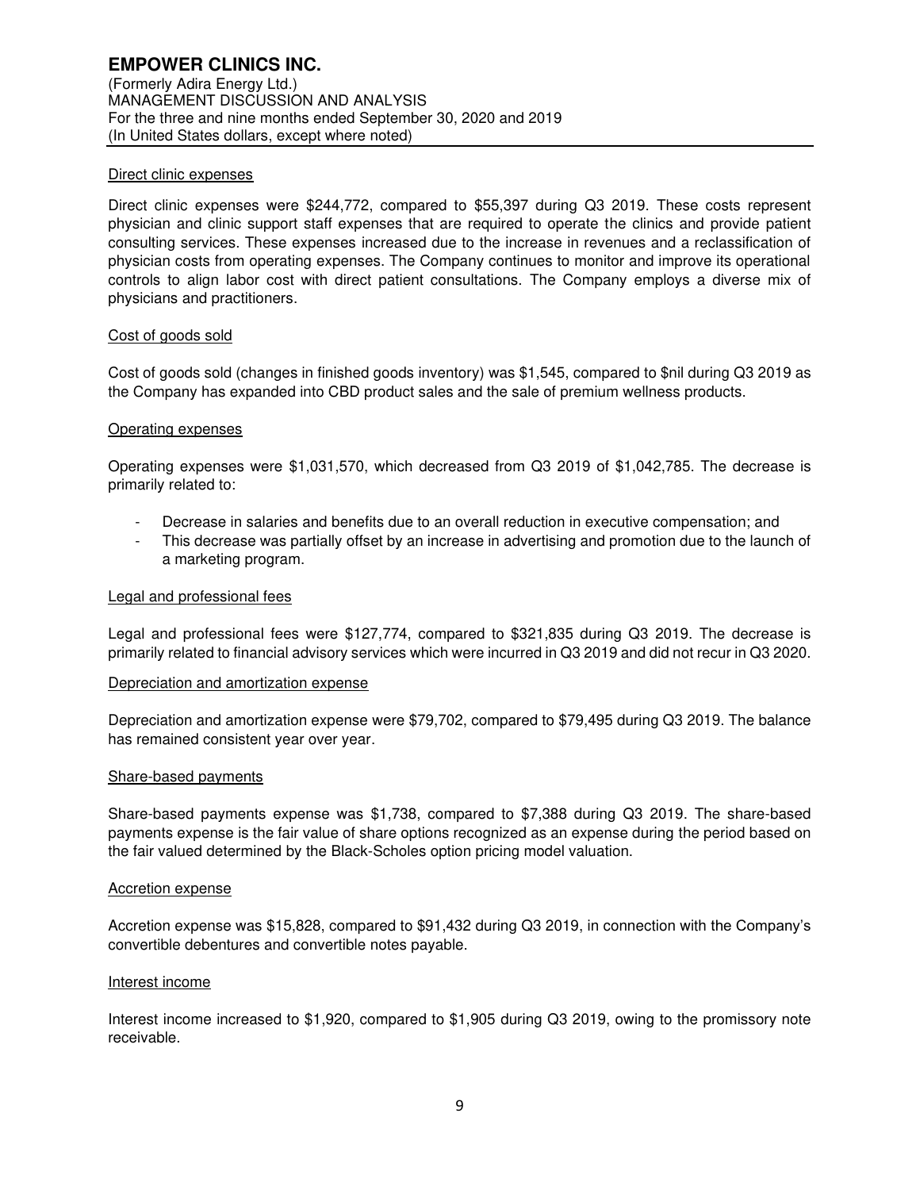#### Direct clinic expenses

Direct clinic expenses were $244,772, compared to $55,397 during Q3 2019. These costs represent physician and clinic support staff expenses that are required to operate the clinics and provide patient consulting services. These expenses increased due to the increase in revenues and a reclassification of physician costs from operating expenses. The Company continues to monitor and improve its operational controls to align labor cost with direct patient consultations. The Company employs a diverse mix of physicians and practitioners.

#### Cost of goods sold

Cost of goods sold (changes in finished goods inventory) was $1,545, compared to $nil during Q3 2019 as the Company has expanded into CBD product sales and the sale of premium wellness products.

#### Operating expenses

Operating expenses were $1,031,570, which decreased from Q3 2019 of $1,042,785. The decrease is primarily related to:

- Decrease in salaries and benefits due to an overall reduction in executive compensation; and
- This decrease was partially offset by an increase in advertising and promotion due to the launch of a marketing program.

#### Legal and professional fees

Legal and professional fees were $127,774, compared to $321,835 during Q3 2019. The decrease is primarily related to financial advisory services which were incurred in Q3 2019 and did not recur in Q3 2020.

#### Depreciation and amortization expense

Depreciation and amortization expense were $79,702, compared to $79,495 during Q3 2019. The balance has remained consistent year over year.

#### Share-based payments

Share-based payments expense was $1,738, compared to $7,388 during Q3 2019. The share-based payments expense is the fair value of share options recognized as an expense during the period based on the fair valued determined by the Black-Scholes option pricing model valuation.

#### Accretion expense

Accretion expense was $15,828, compared to $91,432 during Q3 2019, in connection with the Company's convertible debentures and convertible notes payable.

#### Interest income

Interest income increased to $1,920, compared to $1,905 during Q3 2019, owing to the promissory note receivable.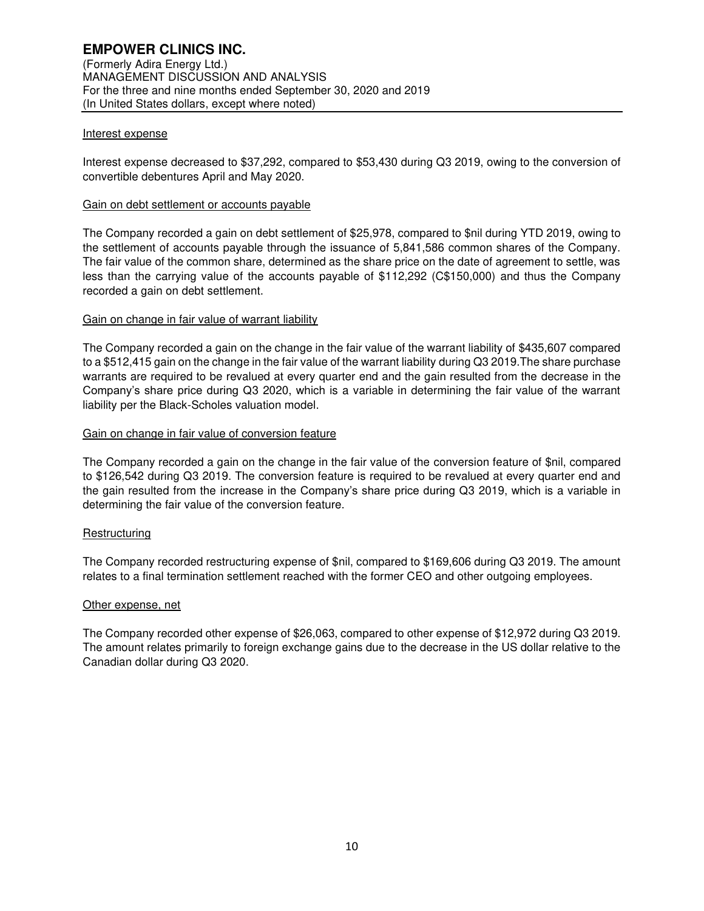#### Interest expense

Interest expense decreased to $37,292, compared to $53,430 during Q3 2019, owing to the conversion of convertible debentures April and May 2020.

#### Gain on debt settlement or accounts payable

The Company recorded a gain on debt settlement of $25,978, compared to $nil during YTD 2019, owing to the settlement of accounts payable through the issuance of 5,841,586 common shares of the Company. The fair value of the common share, determined as the share price on the date of agreement to settle, was less than the carrying value of the accounts payable of $112,292 (C$150,000) and thus the Company recorded a gain on debt settlement.

#### Gain on change in fair value of warrant liability

The Company recorded a gain on the change in the fair value of the warrant liability of $435,607 compared to a $512,415 gain on the change in the fair value of the warrant liability during Q3 2019.The share purchase warrants are required to be revalued at every quarter end and the gain resulted from the decrease in the Company's share price during Q3 2020, which is a variable in determining the fair value of the warrant liability per the Black-Scholes valuation model.

#### Gain on change in fair value of conversion feature

The Company recorded a gain on the change in the fair value of the conversion feature of $nil, compared to $126,542 during Q3 2019. The conversion feature is required to be revalued at every quarter end and the gain resulted from the increase in the Company's share price during Q3 2019, which is a variable in determining the fair value of the conversion feature.

#### Restructuring

The Company recorded restructuring expense of $nil, compared to $169,606 during Q3 2019. The amount relates to a final termination settlement reached with the former CEO and other outgoing employees.

#### Other expense, net

The Company recorded other expense of $26,063, compared to other expense of $12,972 during Q3 2019. The amount relates primarily to foreign exchange gains due to the decrease in the US dollar relative to the Canadian dollar during Q3 2020.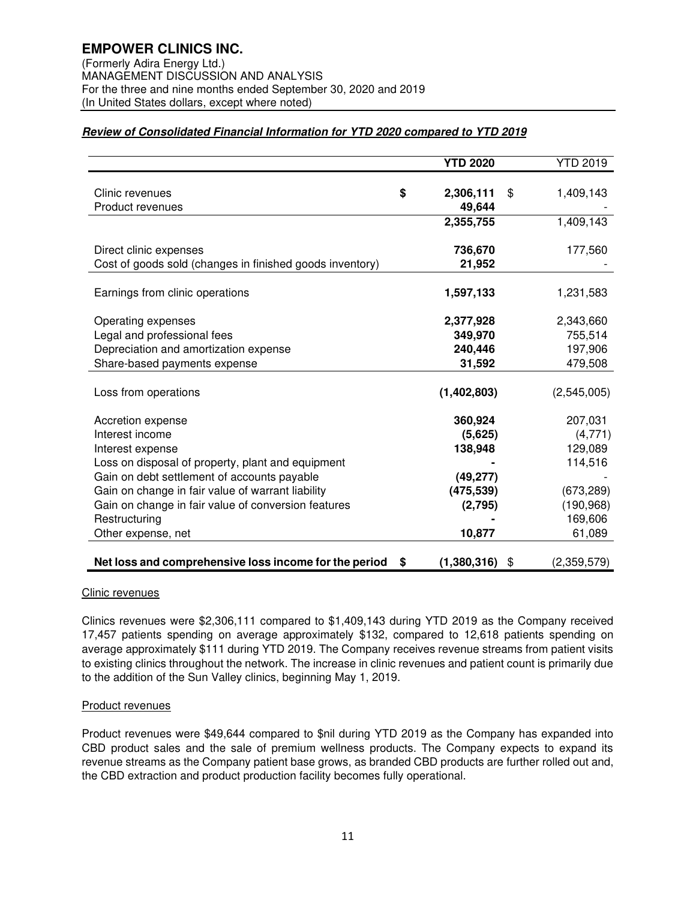# EMPOWER CLINICS INC.

(Formerly Adira Energy Ltd.)
MANAGEMENT DISCUSSION AND ANALYSIS
For the three and nine months ended September 30, 2020 and 2019
(In United States dollars, except where noted)

***Review of Consolidated Financial Information for YTD 2020 compared to YTD 2019***

| | YTD 2020 | YTD 2019 |
|---|---|---|
| Clinic revenues | $ 2,306,111 | $ 1,409,143 |
| Product revenues | 49,644 | - |
| | 2,355,755 | 1,409,143 |
| Direct clinic expenses | 736,670 | 177,560 |
| Cost of goods sold (changes in finished goods inventory) | 21,952 | - |
| Earnings from clinic operations | 1,597,133 | 1,231,583 |
| Operating expenses | 2,377,928 | 2,343,660 |
| Legal and professional fees | 349,970 | 755,514 |
| Depreciation and amortization expense | 240,446 | 197,906 |
| Share-based payments expense | 31,592 | 479,508 |
| Loss from operations | (1,402,803) | (2,545,005) |
| Accretion expense | 360,924 | 207,031 |
| Interest income | (5,625) | (4,771) |
| Interest expense | 138,948 | 129,089 |
| Loss on disposal of property, plant and equipment | - | 114,516 |
| Gain on debt settlement of accounts payable | (49,277) | - |
| Gain on change in fair value of warrant liability | (475,539) | (673,289) |
| Gain on change in fair value of conversion features | (2,795) | (190,968) |
| Restructuring | - | 169,606 |
| Other expense, net | 10,877 | 61,089 |
| **Net loss and comprehensive loss income for the period** | $ (1,380,316) | $ (2,359,579) |

Clinic revenues

Clinics revenues were $2,306,111 compared to $1,409,143 during YTD 2019 as the Company received 17,457 patients spending on average approximately $132, compared to 12,618 patients spending on average approximately $111 during YTD 2019. The Company receives revenue streams from patient visits to existing clinics throughout the network. The increase in clinic revenues and patient count is primarily due to the addition of the Sun Valley clinics, beginning May 1, 2019.

Product revenues

Product revenues were $49,644 compared to $nil during YTD 2019 as the Company has expanded into CBD product sales and the sale of premium wellness products. The Company expects to expand its revenue streams as the Company patient base grows, as branded CBD products are further rolled out and, the CBD extraction and product production facility becomes fully operational.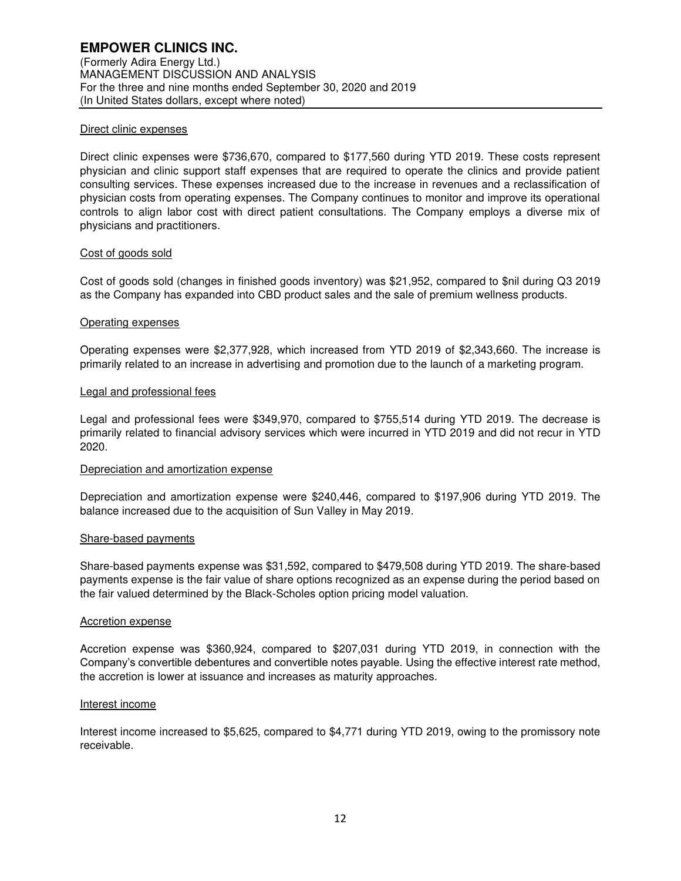#### Direct clinic expenses

Direct clinic expenses were $736,670, compared to $177,560 during YTD 2019. These costs represent physician and clinic support staff expenses that are required to operate the clinics and provide patient consulting services. These expenses increased due to the increase in revenues and a reclassification of physician costs from operating expenses. The Company continues to monitor and improve its operational controls to align labor cost with direct patient consultations. The Company employs a diverse mix of physicians and practitioners.

#### Cost of goods sold

Cost of goods sold (changes in finished goods inventory) was $21,952, compared to $nil during Q3 2019 as the Company has expanded into CBD product sales and the sale of premium wellness products.

#### Operating expenses

Operating expenses were $2,377,928, which increased from YTD 2019 of $2,343,660. The increase is primarily related to an increase in advertising and promotion due to the launch of a marketing program.

#### Legal and professional fees

Legal and professional fees were $349,970, compared to $755,514 during YTD 2019. The decrease is primarily related to financial advisory services which were incurred in YTD 2019 and did not recur in YTD 2020.

#### Depreciation and amortization expense

Depreciation and amortization expense were $240,446, compared to $197,906 during YTD 2019. The balance increased due to the acquisition of Sun Valley in May 2019.

#### Share-based payments

Share-based payments expense was $31,592, compared to $479,508 during YTD 2019. The share-based payments expense is the fair value of share options recognized as an expense during the period based on the fair valued determined by the Black-Scholes option pricing model valuation.

#### Accretion expense

Accretion expense was $360,924, compared to $207,031 during YTD 2019, in connection with the Company's convertible debentures and convertible notes payable. Using the effective interest rate method, the accretion is lower at issuance and increases as maturity approaches.

#### Interest income

Interest income increased to $5,625, compared to $4,771 during YTD 2019, owing to the promissory note receivable.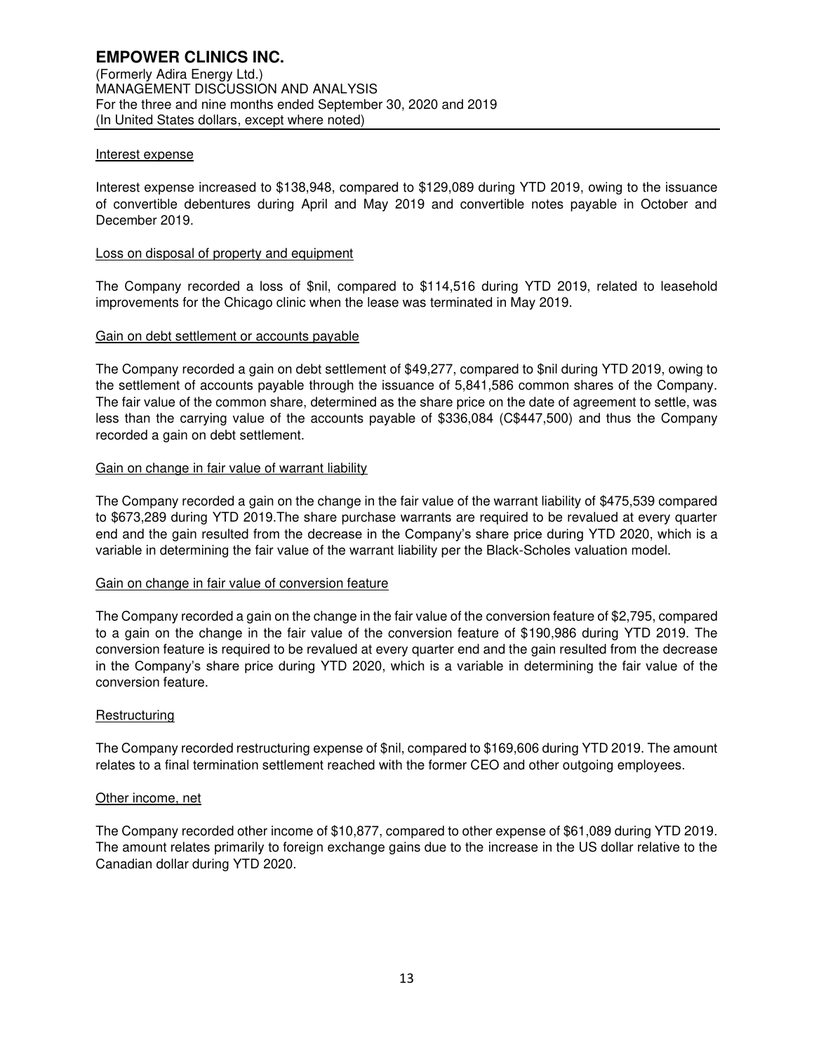#### Interest expense

Interest expense increased to $138,948, compared to $129,089 during YTD 2019, owing to the issuance of convertible debentures during April and May 2019 and convertible notes payable in October and December 2019.

#### Loss on disposal of property and equipment

The Company recorded a loss of $nil, compared to $114,516 during YTD 2019, related to leasehold improvements for the Chicago clinic when the lease was terminated in May 2019.

#### Gain on debt settlement or accounts payable

The Company recorded a gain on debt settlement of $49,277, compared to $nil during YTD 2019, owing to the settlement of accounts payable through the issuance of 5,841,586 common shares of the Company. The fair value of the common share, determined as the share price on the date of agreement to settle, was less than the carrying value of the accounts payable of $336,084 (C$447,500) and thus the Company recorded a gain on debt settlement.

#### Gain on change in fair value of warrant liability

The Company recorded a gain on the change in the fair value of the warrant liability of $475,539 compared to $673,289 during YTD 2019.The share purchase warrants are required to be revalued at every quarter end and the gain resulted from the decrease in the Company's share price during YTD 2020, which is a variable in determining the fair value of the warrant liability per the Black-Scholes valuation model.

#### Gain on change in fair value of conversion feature

The Company recorded a gain on the change in the fair value of the conversion feature of $2,795, compared to a gain on the change in the fair value of the conversion feature of $190,986 during YTD 2019. The conversion feature is required to be revalued at every quarter end and the gain resulted from the decrease in the Company's share price during YTD 2020, which is a variable in determining the fair value of the conversion feature.

#### Restructuring

The Company recorded restructuring expense of $nil, compared to $169,606 during YTD 2019. The amount relates to a final termination settlement reached with the former CEO and other outgoing employees.

#### Other income, net

The Company recorded other income of $10,877, compared to other expense of $61,089 during YTD 2019. The amount relates primarily to foreign exchange gains due to the increase in the US dollar relative to the Canadian dollar during YTD 2020.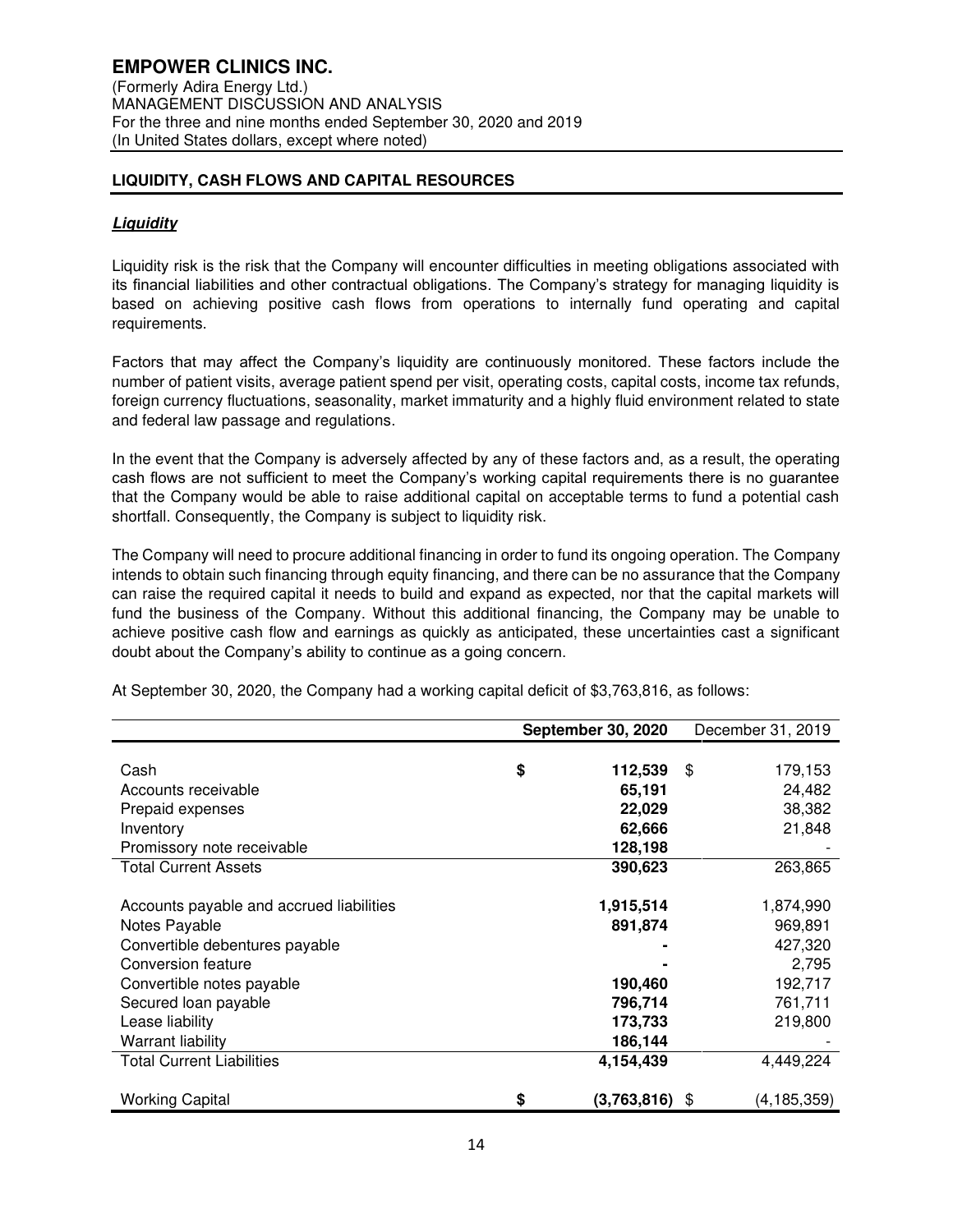## LIQUIDITY, CASH FLOWS AND CAPITAL RESOURCES

***Liquidity***

Liquidity risk is the risk that the Company will encounter difficulties in meeting obligations associated with its financial liabilities and other contractual obligations. The Company's strategy for managing liquidity is based on achieving positive cash flows from operations to internally fund operating and capital requirements.

Factors that may affect the Company's liquidity are continuously monitored. These factors include the number of patient visits, average patient spend per visit, operating costs, capital costs, income tax refunds, foreign currency fluctuations, seasonality, market immaturity and a highly fluid environment related to state and federal law passage and regulations.

In the event that the Company is adversely affected by any of these factors and, as a result, the operating cash flows are not sufficient to meet the Company's working capital requirements there is no guarantee that the Company would be able to raise additional capital on acceptable terms to fund a potential cash shortfall. Consequently, the Company is subject to liquidity risk.

The Company will need to procure additional financing in order to fund its ongoing operation. The Company intends to obtain such financing through equity financing, and there can be no assurance that the Company can raise the required capital it needs to build and expand as expected, nor that the capital markets will fund the business of the Company. Without this additional financing, the Company may be unable to achieve positive cash flow and earnings as quickly as anticipated, these uncertainties cast a significant doubt about the Company's ability to continue as a going concern.

At September 30, 2020, the Company had a working capital deficit of $3,763,816, as follows:

| | **September 30, 2020** | December 31, 2019 |
|---|---|---|
| Cash | **$ 112,539** | $ 179,153 |
| Accounts receivable | **65,191** | 24,482 |
| Prepaid expenses | **22,029** | 38,382 |
| Inventory | **62,666** | 21,848 |
| Promissory note receivable | **128,198** | - |
| Total Current Assets | **390,623** | 263,865 |
| Accounts payable and accrued liabilities | **1,915,514** | 1,874,990 |
| Notes Payable | **891,874** | 969,891 |
| Convertible debentures payable | **-** | 427,320 |
| Conversion feature | **-** | 2,795 |
| Convertible notes payable | **190,460** | 192,717 |
| Secured loan payable | **796,714** | 761,711 |
| Lease liability | **173,733** | 219,800 |
| Warrant liability | **186,144** | - |
| Total Current Liabilities | **4,154,439** | 4,449,224 |
| Working Capital | **$ (3,763,816)** | $ (4,185,359) |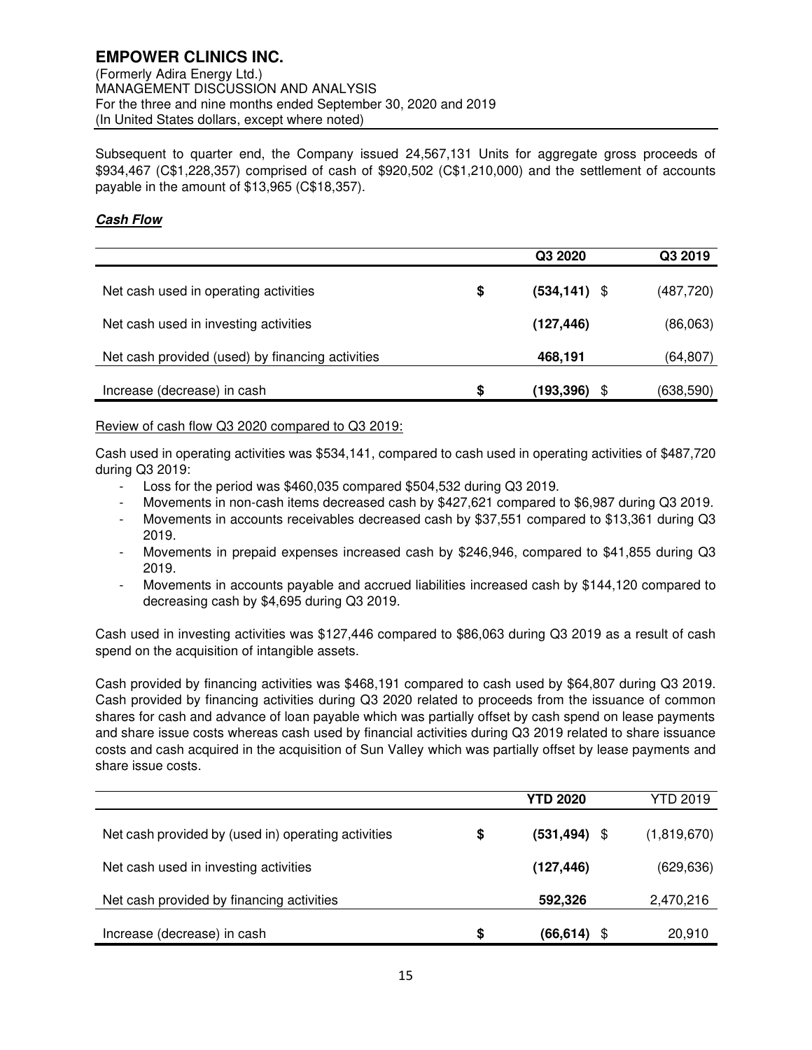Subsequent to quarter end, the Company issued 24,567,131 Units for aggregate gross proceeds of $934,467 (C$1,228,357) comprised of cash of $920,502 (C$1,210,000) and the settlement of accounts payable in the amount of $13,965 (C$18,357).

***Cash Flow***

| | | Q3 2020 | | Q3 2019 |
|---|---|---|---|---|
| Net cash used in operating activities | $ | **(534,141)** | $ | (487,720) |
| Net cash used in investing activities | | **(127,446)** | | (86,063) |
| Net cash provided (used) by financing activities | | **468,191** | | (64,807) |
| Increase (decrease) in cash | $ | **(193,396)** | $ | (638,590) |

Review of cash flow Q3 2020 compared to Q3 2019:

Cash used in operating activities was $534,141, compared to cash used in operating activities of $487,720 during Q3 2019:

- Loss for the period was $460,035 compared $504,532 during Q3 2019.
- Movements in non-cash items decreased cash by $427,621 compared to $6,987 during Q3 2019.
- Movements in accounts receivables decreased cash by $37,551 compared to $13,361 during Q3 2019.
- Movements in prepaid expenses increased cash by $246,946, compared to $41,855 during Q3 2019.
- Movements in accounts payable and accrued liabilities increased cash by $144,120 compared to decreasing cash by $4,695 during Q3 2019.

Cash used in investing activities was $127,446 compared to $86,063 during Q3 2019 as a result of cash spend on the acquisition of intangible assets.

Cash provided by financing activities was $468,191 compared to cash used by $64,807 during Q3 2019. Cash provided by financing activities during Q3 2020 related to proceeds from the issuance of common shares for cash and advance of loan payable which was partially offset by cash spend on lease payments and share issue costs whereas cash used by financial activities during Q3 2019 related to share issuance costs and cash acquired in the acquisition of Sun Valley which was partially offset by lease payments and share issue costs.

| | | YTD 2020 | | YTD 2019 |
|---|---|---|---|---|
| Net cash provided by (used in) operating activities | $ | **(531,494)** | $ | (1,819,670) |
| Net cash used in investing activities | | **(127,446)** | | (629,636) |
| Net cash provided by financing activities | | **592,326** | | 2,470,216 |
| Increase (decrease) in cash | $ | **(66,614)** | $ | 20,910 |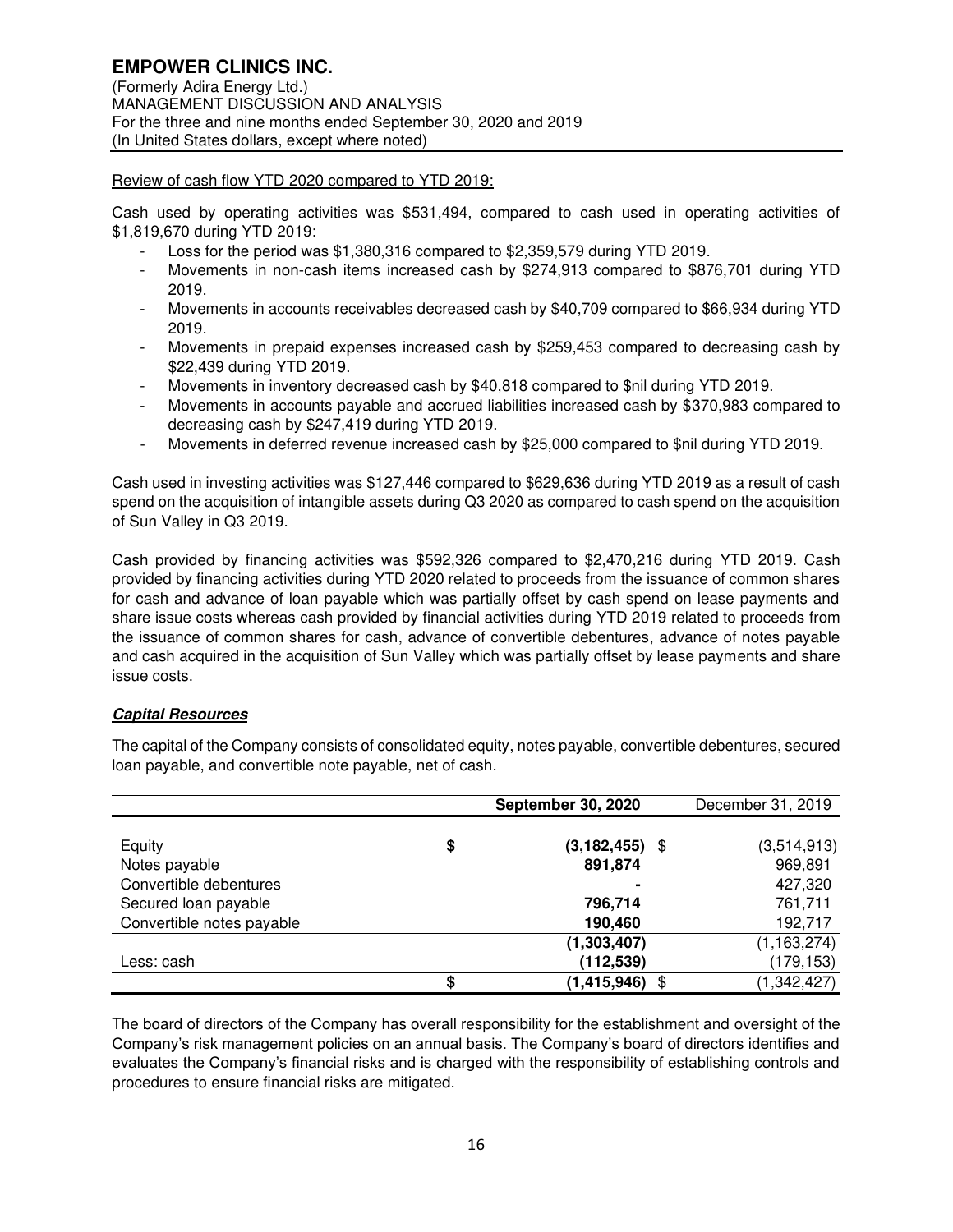Review of cash flow YTD 2020 compared to YTD 2019:

Cash used by operating activities was $531,494, compared to cash used in operating activities of $1,819,670 during YTD 2019:

- Loss for the period was $1,380,316 compared to $2,359,579 during YTD 2019.
- Movements in non-cash items increased cash by $274,913 compared to $876,701 during YTD 2019.
- Movements in accounts receivables decreased cash by $40,709 compared to $66,934 during YTD 2019.
- Movements in prepaid expenses increased cash by $259,453 compared to decreasing cash by $22,439 during YTD 2019.
- Movements in inventory decreased cash by $40,818 compared to $nil during YTD 2019.
- Movements in accounts payable and accrued liabilities increased cash by $370,983 compared to decreasing cash by $247,419 during YTD 2019.
- Movements in deferred revenue increased cash by $25,000 compared to $nil during YTD 2019.

Cash used in investing activities was $127,446 compared to $629,636 during YTD 2019 as a result of cash spend on the acquisition of intangible assets during Q3 2020 as compared to cash spend on the acquisition of Sun Valley in Q3 2019.

Cash provided by financing activities was $592,326 compared to $2,470,216 during YTD 2019. Cash provided by financing activities during YTD 2020 related to proceeds from the issuance of common shares for cash and advance of loan payable which was partially offset by cash spend on lease payments and share issue costs whereas cash provided by financial activities during YTD 2019 related to proceeds from the issuance of common shares for cash, advance of convertible debentures, advance of notes payable and cash acquired in the acquisition of Sun Valley which was partially offset by lease payments and share issue costs.

## ***Capital Resources***

The capital of the Company consists of consolidated equity, notes payable, convertible debentures, secured loan payable, and convertible note payable, net of cash.

| | **September 30, 2020** | December 31, 2019 |
|---|---|---|
| Equity | $ **(3,182,455)** | $ (3,514,913) |
| Notes payable | **891,874** | 969,891 |
| Convertible debentures | **-** | 427,320 |
| Secured loan payable | **796,714** | 761,711 |
| Convertible notes payable | **190,460** | 192,717 |
| | **(1,303,407)** | (1,163,274) |
| Less: cash | **(112,539)** | (179,153) |
| | $ **(1,415,946)** | $ (1,342,427) |

The board of directors of the Company has overall responsibility for the establishment and oversight of the Company's risk management policies on an annual basis. The Company's board of directors identifies and evaluates the Company's financial risks and is charged with the responsibility of establishing controls and procedures to ensure financial risks are mitigated.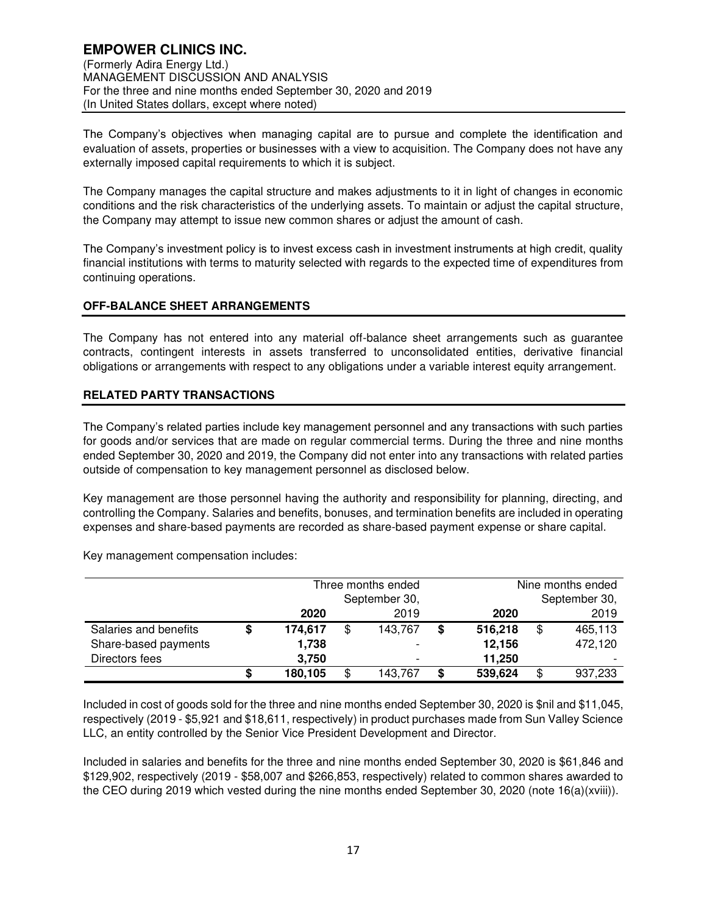The Company's objectives when managing capital are to pursue and complete the identification and evaluation of assets, properties or businesses with a view to acquisition. The Company does not have any externally imposed capital requirements to which it is subject.

The Company manages the capital structure and makes adjustments to it in light of changes in economic conditions and the risk characteristics of the underlying assets. To maintain or adjust the capital structure, the Company may attempt to issue new common shares or adjust the amount of cash.

The Company's investment policy is to invest excess cash in investment instruments at high credit, quality financial institutions with terms to maturity selected with regards to the expected time of expenditures from continuing operations.

## OFF-BALANCE SHEET ARRANGEMENTS

The Company has not entered into any material off-balance sheet arrangements such as guarantee contracts, contingent interests in assets transferred to unconsolidated entities, derivative financial obligations or arrangements with respect to any obligations under a variable interest equity arrangement.

## RELATED PARTY TRANSACTIONS

The Company's related parties include key management personnel and any transactions with such parties for goods and/or services that are made on regular commercial terms. During the three and nine months ended September 30, 2020 and 2019, the Company did not enter into any transactions with related parties outside of compensation to key management personnel as disclosed below.

Key management are those personnel having the authority and responsibility for planning, directing, and controlling the Company. Salaries and benefits, bonuses, and termination benefits are included in operating expenses and share-based payments are recorded as share-based payment expense or share capital.

Key management compensation includes:

| | Three months ended September 30, | | Nine months ended September 30, | |
|---|---|---|---|---|
| | **2020** | 2019 | **2020** | 2019 |
| Salaries and benefits | **$ 174,617** | $ 143,767 | **$ 516,218** | $ 465,113 |
| Share-based payments | **1,738** | - | **12,156** | 472,120 |
| Directors fees | **3,750** | - | **11,250** | - |
| | **$ 180,105** | $ 143,767 | **$ 539,624** | $ 937,233 |

Included in cost of goods sold for the three and nine months ended September 30, 2020 is $nil and $11,045, respectively (2019 - $5,921 and $18,611, respectively) in product purchases made from Sun Valley Science LLC, an entity controlled by the Senior Vice President Development and Director.

Included in salaries and benefits for the three and nine months ended September 30, 2020 is $61,846 and $129,902, respectively (2019 - $58,007 and $266,853, respectively) related to common shares awarded to the CEO during 2019 which vested during the nine months ended September 30, 2020 (note 16(a)(xviii)).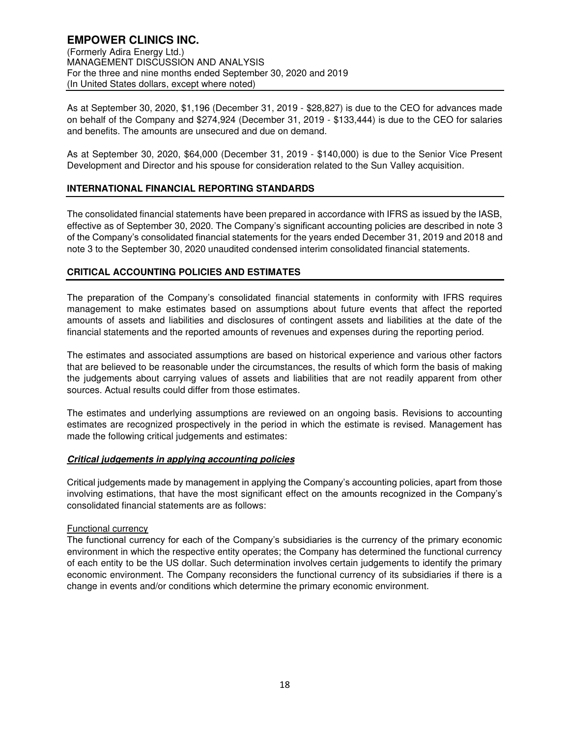As at September 30, 2020, $1,196 (December 31, 2019 - $28,827) is due to the CEO for advances made on behalf of the Company and $274,924 (December 31, 2019 - $133,444) is due to the CEO for salaries and benefits. The amounts are unsecured and due on demand.

As at September 30, 2020, $64,000 (December 31, 2019 - $140,000) is due to the Senior Vice Present Development and Director and his spouse for consideration related to the Sun Valley acquisition.

## INTERNATIONAL FINANCIAL REPORTING STANDARDS

The consolidated financial statements have been prepared in accordance with IFRS as issued by the IASB, effective as of September 30, 2020. The Company's significant accounting policies are described in note 3 of the Company's consolidated financial statements for the years ended December 31, 2019 and 2018 and note 3 to the September 30, 2020 unaudited condensed interim consolidated financial statements.

## CRITICAL ACCOUNTING POLICIES AND ESTIMATES

The preparation of the Company's consolidated financial statements in conformity with IFRS requires management to make estimates based on assumptions about future events that affect the reported amounts of assets and liabilities and disclosures of contingent assets and liabilities at the date of the financial statements and the reported amounts of revenues and expenses during the reporting period.

The estimates and associated assumptions are based on historical experience and various other factors that are believed to be reasonable under the circumstances, the results of which form the basis of making the judgements about carrying values of assets and liabilities that are not readily apparent from other sources. Actual results could differ from those estimates.

The estimates and underlying assumptions are reviewed on an ongoing basis. Revisions to accounting estimates are recognized prospectively in the period in which the estimate is revised. Management has made the following critical judgements and estimates:

### ***Critical judgements in applying accounting policies***

Critical judgements made by management in applying the Company's accounting policies, apart from those involving estimations, that have the most significant effect on the amounts recognized in the Company's consolidated financial statements are as follows:

Functional currency

The functional currency for each of the Company's subsidiaries is the currency of the primary economic environment in which the respective entity operates; the Company has determined the functional currency of each entity to be the US dollar. Such determination involves certain judgements to identify the primary economic environment. The Company reconsiders the functional currency of its subsidiaries if there is a change in events and/or conditions which determine the primary economic environment.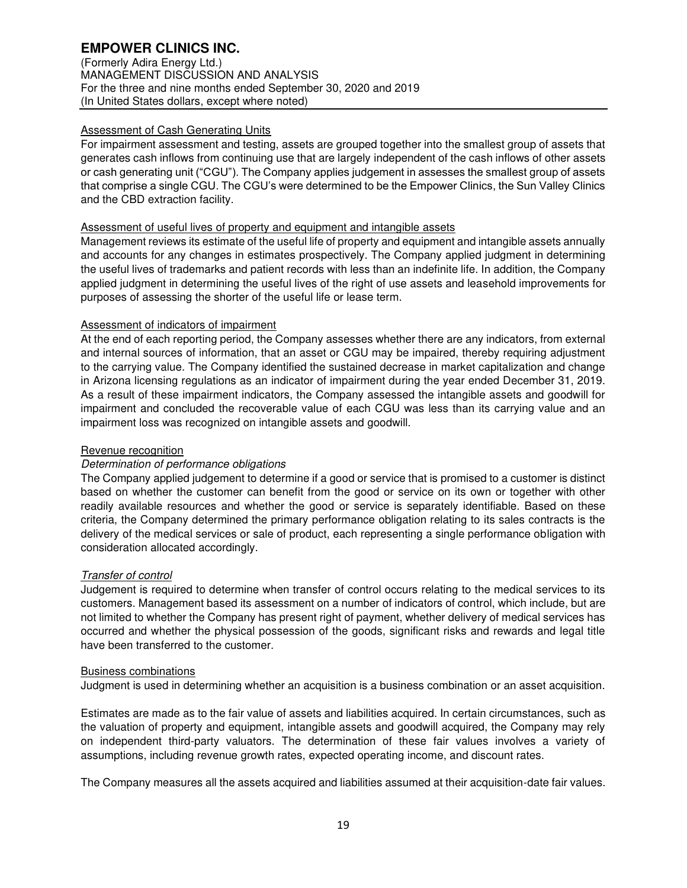### Assessment of Cash Generating Units

For impairment assessment and testing, assets are grouped together into the smallest group of assets that generates cash inflows from continuing use that are largely independent of the cash inflows of other assets or cash generating unit ("CGU"). The Company applies judgement in assesses the smallest group of assets that comprise a single CGU. The CGU's were determined to be the Empower Clinics, the Sun Valley Clinics and the CBD extraction facility.

### Assessment of useful lives of property and equipment and intangible assets

Management reviews its estimate of the useful life of property and equipment and intangible assets annually and accounts for any changes in estimates prospectively. The Company applied judgment in determining the useful lives of trademarks and patient records with less than an indefinite life. In addition, the Company applied judgment in determining the useful lives of the right of use assets and leasehold improvements for purposes of assessing the shorter of the useful life or lease term.

### Assessment of indicators of impairment

At the end of each reporting period, the Company assesses whether there are any indicators, from external and internal sources of information, that an asset or CGU may be impaired, thereby requiring adjustment to the carrying value. The Company identified the sustained decrease in market capitalization and change in Arizona licensing regulations as an indicator of impairment during the year ended December 31, 2019. As a result of these impairment indicators, the Company assessed the intangible assets and goodwill for impairment and concluded the recoverable value of each CGU was less than its carrying value and an impairment loss was recognized on intangible assets and goodwill.

### Revenue recognition

#### *Determination of performance obligations*

The Company applied judgement to determine if a good or service that is promised to a customer is distinct based on whether the customer can benefit from the good or service on its own or together with other readily available resources and whether the good or service is separately identifiable. Based on these criteria, the Company determined the primary performance obligation relating to its sales contracts is the delivery of the medical services or sale of product, each representing a single performance obligation with consideration allocated accordingly.

#### *Transfer of control*

Judgement is required to determine when transfer of control occurs relating to the medical services to its customers. Management based its assessment on a number of indicators of control, which include, but are not limited to whether the Company has present right of payment, whether delivery of medical services has occurred and whether the physical possession of the goods, significant risks and rewards and legal title have been transferred to the customer.

### Business combinations

Judgment is used in determining whether an acquisition is a business combination or an asset acquisition.

Estimates are made as to the fair value of assets and liabilities acquired. In certain circumstances, such as the valuation of property and equipment, intangible assets and goodwill acquired, the Company may rely on independent third-party valuators. The determination of these fair values involves a variety of assumptions, including revenue growth rates, expected operating income, and discount rates.

The Company measures all the assets acquired and liabilities assumed at their acquisition-date fair values.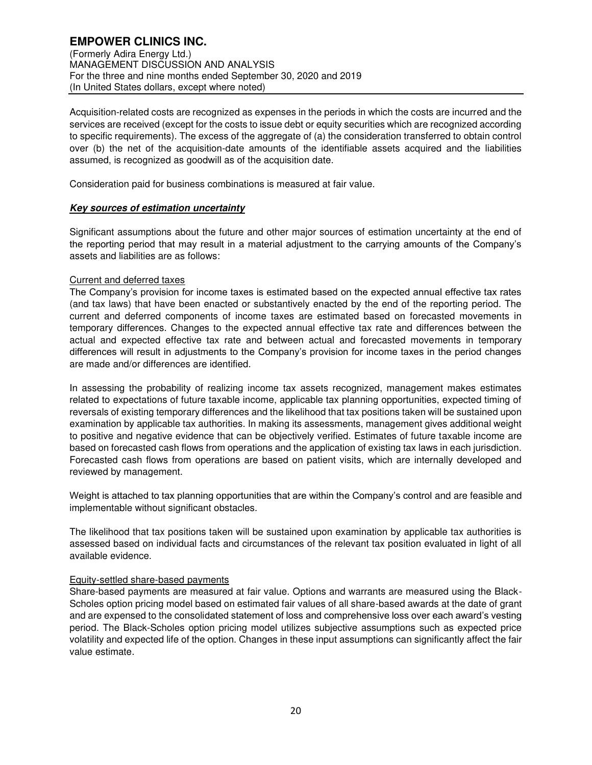Acquisition-related costs are recognized as expenses in the periods in which the costs are incurred and the services are received (except for the costs to issue debt or equity securities which are recognized according to specific requirements). The excess of the aggregate of (a) the consideration transferred to obtain control over (b) the net of the acquisition-date amounts of the identifiable assets acquired and the liabilities assumed, is recognized as goodwill as of the acquisition date.

Consideration paid for business combinations is measured at fair value.

***Key sources of estimation uncertainty***

Significant assumptions about the future and other major sources of estimation uncertainty at the end of the reporting period that may result in a material adjustment to the carrying amounts of the Company's assets and liabilities are as follows:

Current and deferred taxes

The Company's provision for income taxes is estimated based on the expected annual effective tax rates (and tax laws) that have been enacted or substantively enacted by the end of the reporting period. The current and deferred components of income taxes are estimated based on forecasted movements in temporary differences. Changes to the expected annual effective tax rate and differences between the actual and expected effective tax rate and between actual and forecasted movements in temporary differences will result in adjustments to the Company's provision for income taxes in the period changes are made and/or differences are identified.

In assessing the probability of realizing income tax assets recognized, management makes estimates related to expectations of future taxable income, applicable tax planning opportunities, expected timing of reversals of existing temporary differences and the likelihood that tax positions taken will be sustained upon examination by applicable tax authorities. In making its assessments, management gives additional weight to positive and negative evidence that can be objectively verified. Estimates of future taxable income are based on forecasted cash flows from operations and the application of existing tax laws in each jurisdiction. Forecasted cash flows from operations are based on patient visits, which are internally developed and reviewed by management.

Weight is attached to tax planning opportunities that are within the Company's control and are feasible and implementable without significant obstacles.

The likelihood that tax positions taken will be sustained upon examination by applicable tax authorities is assessed based on individual facts and circumstances of the relevant tax position evaluated in light of all available evidence.

Equity-settled share-based payments

Share-based payments are measured at fair value. Options and warrants are measured using the Black-Scholes option pricing model based on estimated fair values of all share-based awards at the date of grant and are expensed to the consolidated statement of loss and comprehensive loss over each award's vesting period. The Black-Scholes option pricing model utilizes subjective assumptions such as expected price volatility and expected life of the option. Changes in these input assumptions can significantly affect the fair value estimate.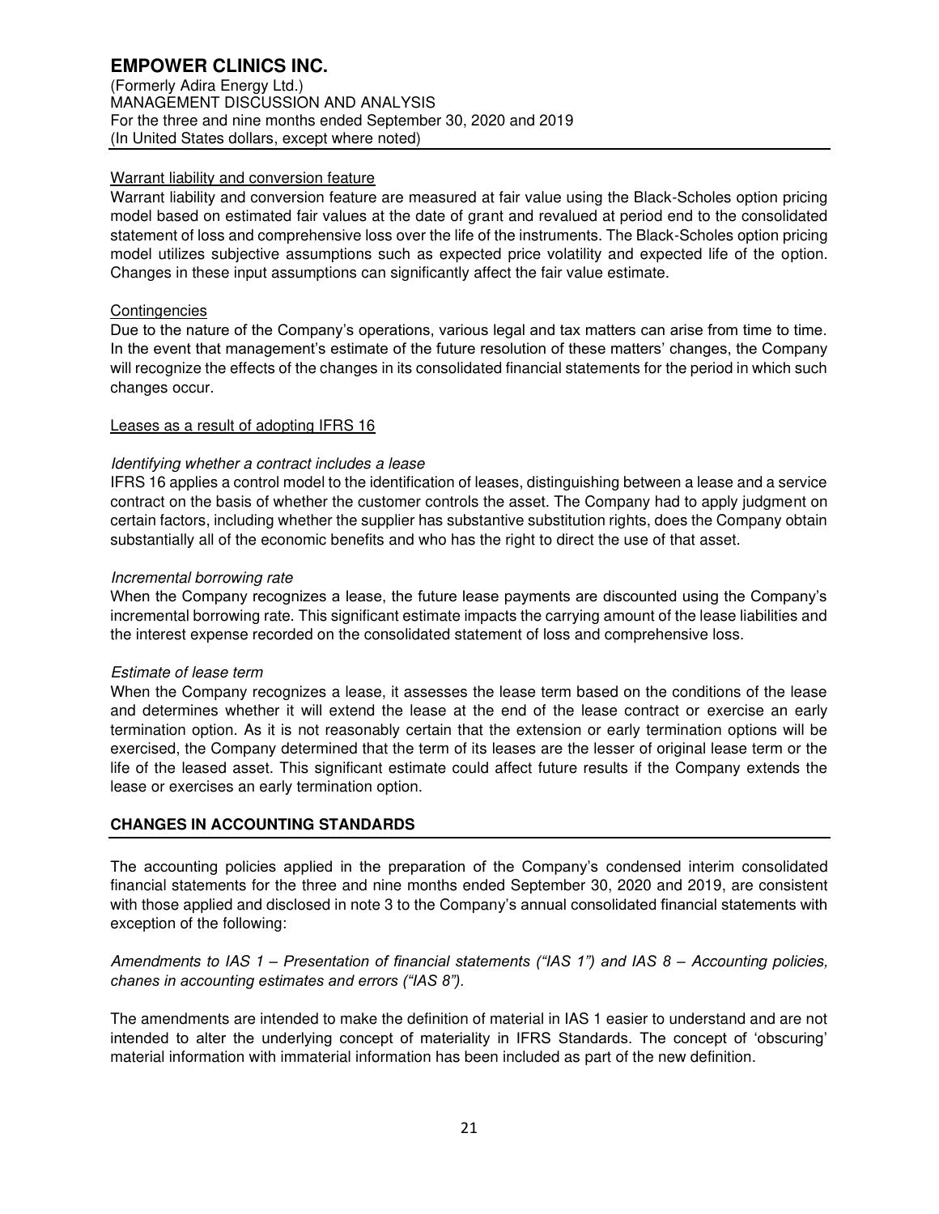Warrant liability and conversion feature

Warrant liability and conversion feature are measured at fair value using the Black-Scholes option pricing model based on estimated fair values at the date of grant and revalued at period end to the consolidated statement of loss and comprehensive loss over the life of the instruments. The Black-Scholes option pricing model utilizes subjective assumptions such as expected price volatility and expected life of the option. Changes in these input assumptions can significantly affect the fair value estimate.

Contingencies

Due to the nature of the Company's operations, various legal and tax matters can arise from time to time. In the event that management's estimate of the future resolution of these matters' changes, the Company will recognize the effects of the changes in its consolidated financial statements for the period in which such changes occur.

Leases as a result of adopting IFRS 16

*Identifying whether a contract includes a lease*

IFRS 16 applies a control model to the identification of leases, distinguishing between a lease and a service contract on the basis of whether the customer controls the asset. The Company had to apply judgment on certain factors, including whether the supplier has substantive substitution rights, does the Company obtain substantially all of the economic benefits and who has the right to direct the use of that asset.

*Incremental borrowing rate*

When the Company recognizes a lease, the future lease payments are discounted using the Company's incremental borrowing rate. This significant estimate impacts the carrying amount of the lease liabilities and the interest expense recorded on the consolidated statement of loss and comprehensive loss.

*Estimate of lease term*

When the Company recognizes a lease, it assesses the lease term based on the conditions of the lease and determines whether it will extend the lease at the end of the lease contract or exercise an early termination option. As it is not reasonably certain that the extension or early termination options will be exercised, the Company determined that the term of its leases are the lesser of original lease term or the life of the leased asset. This significant estimate could affect future results if the Company extends the lease or exercises an early termination option.

## CHANGES IN ACCOUNTING STANDARDS

The accounting policies applied in the preparation of the Company's condensed interim consolidated financial statements for the three and nine months ended September 30, 2020 and 2019, are consistent with those applied and disclosed in note 3 to the Company's annual consolidated financial statements with exception of the following:

*Amendments to IAS 1 – Presentation of financial statements ("IAS 1") and IAS 8 – Accounting policies, chanes in accounting estimates and errors ("IAS 8").*

The amendments are intended to make the definition of material in IAS 1 easier to understand and are not intended to alter the underlying concept of materiality in IFRS Standards. The concept of 'obscuring' material information with immaterial information has been included as part of the new definition.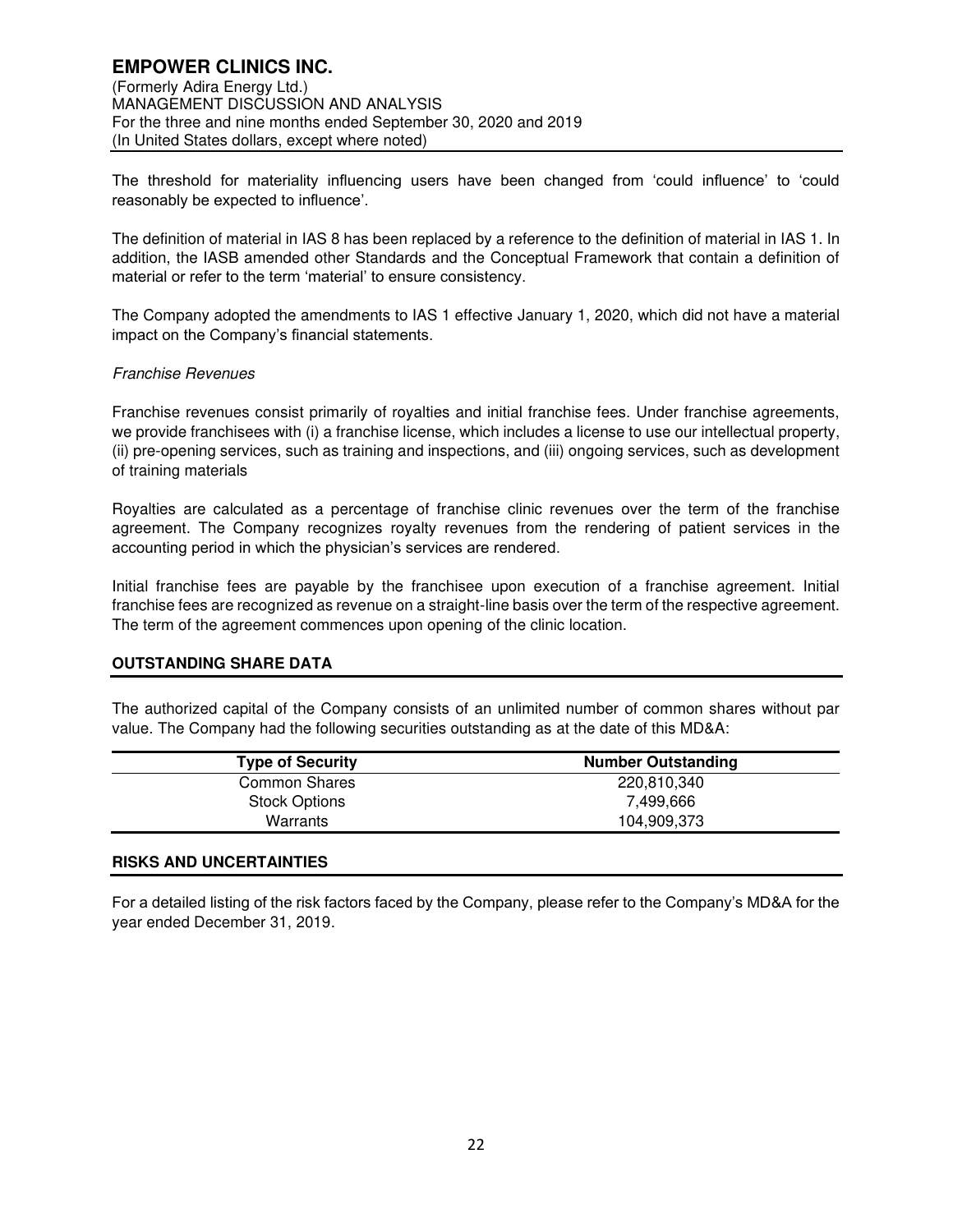The threshold for materiality influencing users have been changed from 'could influence' to 'could reasonably be expected to influence'.

The definition of material in IAS 8 has been replaced by a reference to the definition of material in IAS 1. In addition, the IASB amended other Standards and the Conceptual Framework that contain a definition of material or refer to the term 'material' to ensure consistency.

The Company adopted the amendments to IAS 1 effective January 1, 2020, which did not have a material impact on the Company's financial statements.

*Franchise Revenues*

Franchise revenues consist primarily of royalties and initial franchise fees. Under franchise agreements, we provide franchisees with (i) a franchise license, which includes a license to use our intellectual property, (ii) pre-opening services, such as training and inspections, and (iii) ongoing services, such as development of training materials

Royalties are calculated as a percentage of franchise clinic revenues over the term of the franchise agreement. The Company recognizes royalty revenues from the rendering of patient services in the accounting period in which the physician's services are rendered.

Initial franchise fees are payable by the franchisee upon execution of a franchise agreement. Initial franchise fees are recognized as revenue on a straight-line basis over the term of the respective agreement. The term of the agreement commences upon opening of the clinic location.

## OUTSTANDING SHARE DATA

The authorized capital of the Company consists of an unlimited number of common shares without par value. The Company had the following securities outstanding as at the date of this MD&A:

| Type of Security | Number Outstanding |
|---|---|
| Common Shares | 220,810,340 |
| Stock Options | 7,499,666 |
| Warrants | 104,909,373 |

## RISKS AND UNCERTAINTIES

For a detailed listing of the risk factors faced by the Company, please refer to the Company's MD&A for the year ended December 31, 2019.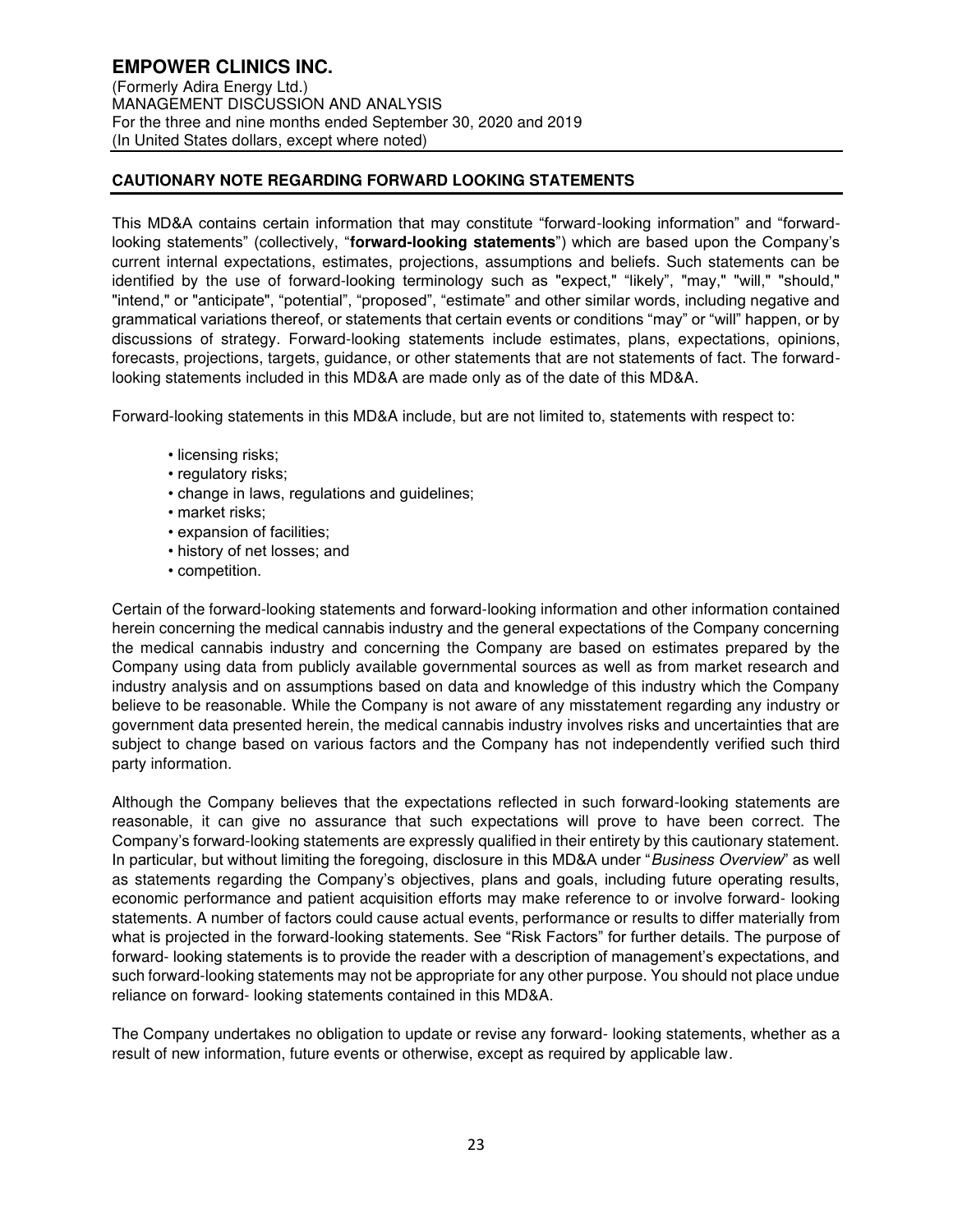## CAUTIONARY NOTE REGARDING FORWARD LOOKING STATEMENTS

This MD&A contains certain information that may constitute "forward-looking information" and "forward-looking statements" (collectively, "**forward-looking statements**") which are based upon the Company's current internal expectations, estimates, projections, assumptions and beliefs. Such statements can be identified by the use of forward-looking terminology such as "expect," "likely", "may," "will," "should," "intend," or "anticipate", "potential", "proposed", "estimate" and other similar words, including negative and grammatical variations thereof, or statements that certain events or conditions "may" or "will" happen, or by discussions of strategy. Forward-looking statements include estimates, plans, expectations, opinions, forecasts, projections, targets, guidance, or other statements that are not statements of fact. The forward-looking statements included in this MD&A are made only as of the date of this MD&A.

Forward-looking statements in this MD&A include, but are not limited to, statements with respect to:

- licensing risks;
- regulatory risks;
- change in laws, regulations and guidelines;
- market risks;
- expansion of facilities;
- history of net losses; and
- competition.

Certain of the forward-looking statements and forward-looking information and other information contained herein concerning the medical cannabis industry and the general expectations of the Company concerning the medical cannabis industry and concerning the Company are based on estimates prepared by the Company using data from publicly available governmental sources as well as from market research and industry analysis and on assumptions based on data and knowledge of this industry which the Company believe to be reasonable. While the Company is not aware of any misstatement regarding any industry or government data presented herein, the medical cannabis industry involves risks and uncertainties that are subject to change based on various factors and the Company has not independently verified such third party information.

Although the Company believes that the expectations reflected in such forward-looking statements are reasonable, it can give no assurance that such expectations will prove to have been correct. The Company's forward-looking statements are expressly qualified in their entirety by this cautionary statement. In particular, but without limiting the foregoing, disclosure in this MD&A under "*Business Overview*" as well as statements regarding the Company's objectives, plans and goals, including future operating results, economic performance and patient acquisition efforts may make reference to or involve forward- looking statements. A number of factors could cause actual events, performance or results to differ materially from what is projected in the forward-looking statements. See "Risk Factors" for further details. The purpose of forward- looking statements is to provide the reader with a description of management's expectations, and such forward-looking statements may not be appropriate for any other purpose. You should not place undue reliance on forward- looking statements contained in this MD&A.

The Company undertakes no obligation to update or revise any forward- looking statements, whether as a result of new information, future events or otherwise, except as required by applicable law.